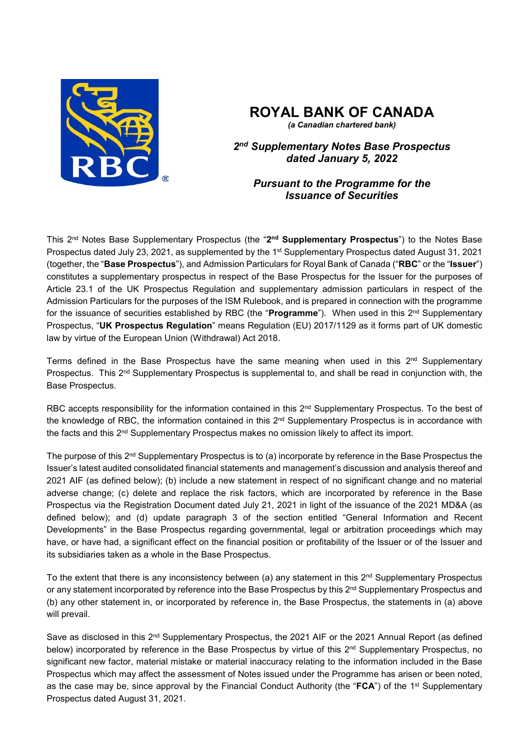# ROYAL BANK OF CANADA

*(a Canadian chartered bank)*

***2nd Supplementary Notes Base Prospectus dated January 5, 2022***

***Pursuant to the Programme for the Issuance of Securities***

This 2nd Notes Base Supplementary Prospectus (the "**2nd Supplementary Prospectus**") to the Notes Base Prospectus dated July 23, 2021, as supplemented by the 1st Supplementary Prospectus dated August 31, 2021 (together, the "**Base Prospectus**"), and Admission Particulars for Royal Bank of Canada ("**RBC**" or the "**Issuer**") constitutes a supplementary prospectus in respect of the Base Prospectus for the Issuer for the purposes of Article 23.1 of the UK Prospectus Regulation and supplementary admission particulars in respect of the Admission Particulars for the purposes of the ISM Rulebook, and is prepared in connection with the programme for the issuance of securities established by RBC (the "**Programme**"). When used in this 2nd Supplementary Prospectus, "**UK Prospectus Regulation**" means Regulation (EU) 2017/1129 as it forms part of UK domestic law by virtue of the European Union (Withdrawal) Act 2018.

Terms defined in the Base Prospectus have the same meaning when used in this 2nd Supplementary Prospectus. This 2nd Supplementary Prospectus is supplemental to, and shall be read in conjunction with, the Base Prospectus.

RBC accepts responsibility for the information contained in this 2nd Supplementary Prospectus. To the best of the knowledge of RBC, the information contained in this 2nd Supplementary Prospectus is in accordance with the facts and this 2nd Supplementary Prospectus makes no omission likely to affect its import.

The purpose of this 2nd Supplementary Prospectus is to (a) incorporate by reference in the Base Prospectus the Issuer's latest audited consolidated financial statements and management's discussion and analysis thereof and 2021 AIF (as defined below); (b) include a new statement in respect of no significant change and no material adverse change; (c) delete and replace the risk factors, which are incorporated by reference in the Base Prospectus via the Registration Document dated July 21, 2021 in light of the issuance of the 2021 MD&A (as defined below); and (d) update paragraph 3 of the section entitled "General Information and Recent Developments" in the Base Prospectus regarding governmental, legal or arbitration proceedings which may have, or have had, a significant effect on the financial position or profitability of the Issuer or of the Issuer and its subsidiaries taken as a whole in the Base Prospectus.

To the extent that there is any inconsistency between (a) any statement in this 2nd Supplementary Prospectus or any statement incorporated by reference into the Base Prospectus by this 2nd Supplementary Prospectus and (b) any other statement in, or incorporated by reference in, the Base Prospectus, the statements in (a) above will prevail.

Save as disclosed in this 2nd Supplementary Prospectus, the 2021 AIF or the 2021 Annual Report (as defined below) incorporated by reference in the Base Prospectus by virtue of this 2nd Supplementary Prospectus, no significant new factor, material mistake or material inaccuracy relating to the information included in the Base Prospectus which may affect the assessment of Notes issued under the Programme has arisen or been noted, as the case may be, since approval by the Financial Conduct Authority (the "**FCA**") of the 1st Supplementary Prospectus dated August 31, 2021.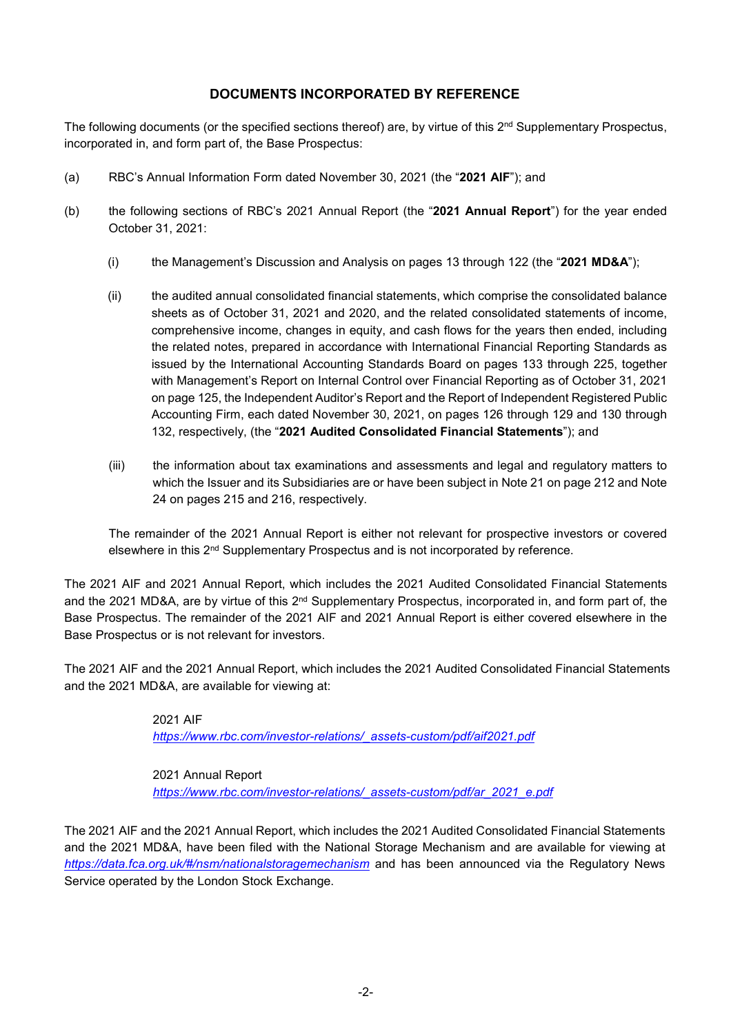## DOCUMENTS INCORPORATED BY REFERENCE

The following documents (or the specified sections thereof) are, by virtue of this 2nd Supplementary Prospectus, incorporated in, and form part of, the Base Prospectus:

(a) RBC's Annual Information Form dated November 30, 2021 (the "**2021 AIF**"); and

(b) the following sections of RBC's 2021 Annual Report (the "**2021 Annual Report**") for the year ended October 31, 2021:

  (i) the Management's Discussion and Analysis on pages 13 through 122 (the "**2021 MD&A**");

  (ii) the audited annual consolidated financial statements, which comprise the consolidated balance sheets as of October 31, 2021 and 2020, and the related consolidated statements of income, comprehensive income, changes in equity, and cash flows for the years then ended, including the related notes, prepared in accordance with International Financial Reporting Standards as issued by the International Accounting Standards Board on pages 133 through 225, together with Management's Report on Internal Control over Financial Reporting as of October 31, 2021 on page 125, the Independent Auditor's Report and the Report of Independent Registered Public Accounting Firm, each dated November 30, 2021, on pages 126 through 129 and 130 through 132, respectively, (the "**2021 Audited Consolidated Financial Statements**"); and

  (iii) the information about tax examinations and assessments and legal and regulatory matters to which the Issuer and its Subsidiaries are or have been subject in Note 21 on page 212 and Note 24 on pages 215 and 216, respectively.

The remainder of the 2021 Annual Report is either not relevant for prospective investors or covered elsewhere in this 2nd Supplementary Prospectus and is not incorporated by reference.

The 2021 AIF and 2021 Annual Report, which includes the 2021 Audited Consolidated Financial Statements and the 2021 MD&A, are by virtue of this 2nd Supplementary Prospectus, incorporated in, and form part of, the Base Prospectus. The remainder of the 2021 AIF and 2021 Annual Report is either covered elsewhere in the Base Prospectus or is not relevant for investors.

The 2021 AIF and the 2021 Annual Report, which includes the 2021 Audited Consolidated Financial Statements and the 2021 MD&A, are available for viewing at:

2021 AIF
*https://www.rbc.com/investor-relations/_assets-custom/pdf/aif2021.pdf*

2021 Annual Report
*https://www.rbc.com/investor-relations/_assets-custom/pdf/ar_2021_e.pdf*

The 2021 AIF and the 2021 Annual Report, which includes the 2021 Audited Consolidated Financial Statements and the 2021 MD&A, have been filed with the National Storage Mechanism and are available for viewing at *https://data.fca.org.uk/#/nsm/nationalstoragemechanism* and has been announced via the Regulatory News Service operated by the London Stock Exchange.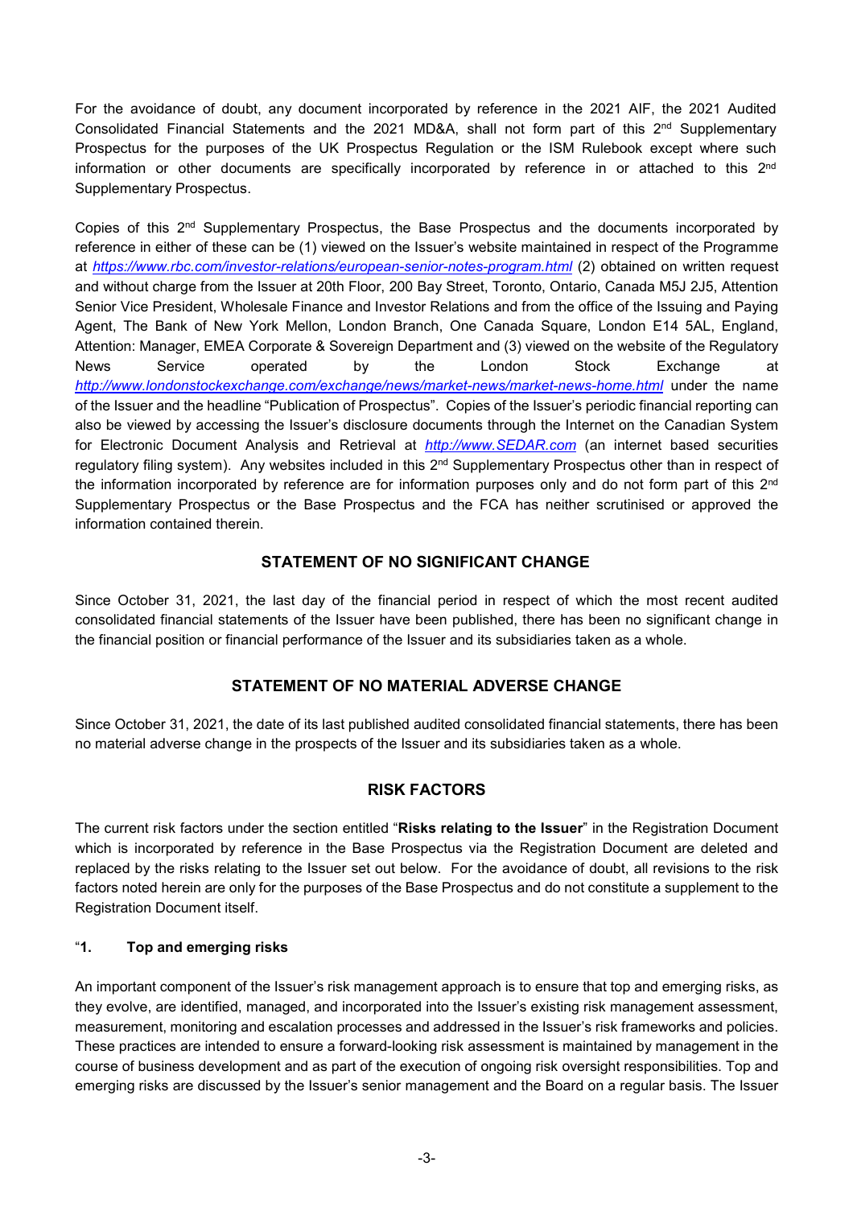For the avoidance of doubt, any document incorporated by reference in the 2021 AIF, the 2021 Audited Consolidated Financial Statements and the 2021 MD&A, shall not form part of this 2nd Supplementary Prospectus for the purposes of the UK Prospectus Regulation or the ISM Rulebook except where such information or other documents are specifically incorporated by reference in or attached to this 2nd Supplementary Prospectus.

Copies of this 2nd Supplementary Prospectus, the Base Prospectus and the documents incorporated by reference in either of these can be (1) viewed on the Issuer's website maintained in respect of the Programme at *https://www.rbc.com/investor-relations/european-senior-notes-program.html* (2) obtained on written request and without charge from the Issuer at 20th Floor, 200 Bay Street, Toronto, Ontario, Canada M5J 2J5, Attention Senior Vice President, Wholesale Finance and Investor Relations and from the office of the Issuing and Paying Agent, The Bank of New York Mellon, London Branch, One Canada Square, London E14 5AL, England, Attention: Manager, EMEA Corporate & Sovereign Department and (3) viewed on the website of the Regulatory News Service operated by the London Stock Exchange at *http://www.londonstockexchange.com/exchange/news/market-news/market-news-home.html* under the name of the Issuer and the headline "Publication of Prospectus". Copies of the Issuer's periodic financial reporting can also be viewed by accessing the Issuer's disclosure documents through the Internet on the Canadian System for Electronic Document Analysis and Retrieval at *http://www.SEDAR.com* (an internet based securities regulatory filing system). Any websites included in this 2nd Supplementary Prospectus other than in respect of the information incorporated by reference are for information purposes only and do not form part of this 2nd Supplementary Prospectus or the Base Prospectus and the FCA has neither scrutinised or approved the information contained therein.

## STATEMENT OF NO SIGNIFICANT CHANGE

Since October 31, 2021, the last day of the financial period in respect of which the most recent audited consolidated financial statements of the Issuer have been published, there has been no significant change in the financial position or financial performance of the Issuer and its subsidiaries taken as a whole.

## STATEMENT OF NO MATERIAL ADVERSE CHANGE

Since October 31, 2021, the date of its last published audited consolidated financial statements, there has been no material adverse change in the prospects of the Issuer and its subsidiaries taken as a whole.

## RISK FACTORS

The current risk factors under the section entitled "**Risks relating to the Issuer**" in the Registration Document which is incorporated by reference in the Base Prospectus via the Registration Document are deleted and replaced by the risks relating to the Issuer set out below. For the avoidance of doubt, all revisions to the risk factors noted herein are only for the purposes of the Base Prospectus and do not constitute a supplement to the Registration Document itself.

"**1. Top and emerging risks**

An important component of the Issuer's risk management approach is to ensure that top and emerging risks, as they evolve, are identified, managed, and incorporated into the Issuer's existing risk management assessment, measurement, monitoring and escalation processes and addressed in the Issuer's risk frameworks and policies. These practices are intended to ensure a forward-looking risk assessment is maintained by management in the course of business development and as part of the execution of ongoing risk oversight responsibilities. Top and emerging risks are discussed by the Issuer's senior management and the Board on a regular basis. The Issuer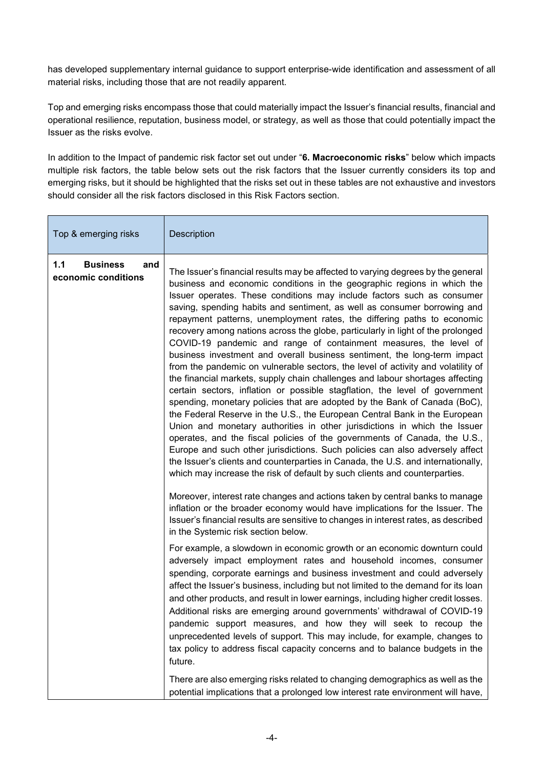has developed supplementary internal guidance to support enterprise-wide identification and assessment of all material risks, including those that are not readily apparent.

Top and emerging risks encompass those that could materially impact the Issuer's financial results, financial and operational resilience, reputation, business model, or strategy, as well as those that could potentially impact the Issuer as the risks evolve.

In addition to the Impact of pandemic risk factor set out under "**6. Macroeconomic risks**" below which impacts multiple risk factors, the table below sets out the risk factors that the Issuer currently considers its top and emerging risks, but it should be highlighted that the risks set out in these tables are not exhaustive and investors should consider all the risk factors disclosed in this Risk Factors section.

| Top & emerging risks | Description |
|---|---|
| **1.1 Business and economic conditions** | The Issuer's financial results may be affected to varying degrees by the general business and economic conditions in the geographic regions in which the Issuer operates. These conditions may include factors such as consumer saving, spending habits and sentiment, as well as consumer borrowing and repayment patterns, unemployment rates, the differing paths to economic recovery among nations across the globe, particularly in light of the prolonged COVID-19 pandemic and range of containment measures, the level of business investment and overall business sentiment, the long-term impact from the pandemic on vulnerable sectors, the level of activity and volatility of the financial markets, supply chain challenges and labour shortages affecting certain sectors, inflation or possible stagflation, the level of government spending, monetary policies that are adopted by the Bank of Canada (BoC), the Federal Reserve in the U.S., the European Central Bank in the European Union and monetary authorities in other jurisdictions in which the Issuer operates, and the fiscal policies of the governments of Canada, the U.S., Europe and such other jurisdictions. Such policies can also adversely affect the Issuer's clients and counterparties in Canada, the U.S. and internationally, which may increase the risk of default by such clients and counterparties.<br><br>Moreover, interest rate changes and actions taken by central banks to manage inflation or the broader economy would have implications for the Issuer. The Issuer's financial results are sensitive to changes in interest rates, as described in the Systemic risk section below.<br><br>For example, a slowdown in economic growth or an economic downturn could adversely impact employment rates and household incomes, consumer spending, corporate earnings and business investment and could adversely affect the Issuer's business, including but not limited to the demand for its loan and other products, and result in lower earnings, including higher credit losses. Additional risks are emerging around governments' withdrawal of COVID-19 pandemic support measures, and how they will seek to recoup the unprecedented levels of support. This may include, for example, changes to tax policy to address fiscal capacity concerns and to balance budgets in the future.<br><br>There are also emerging risks related to changing demographics as well as the potential implications that a prolonged low interest rate environment will have, |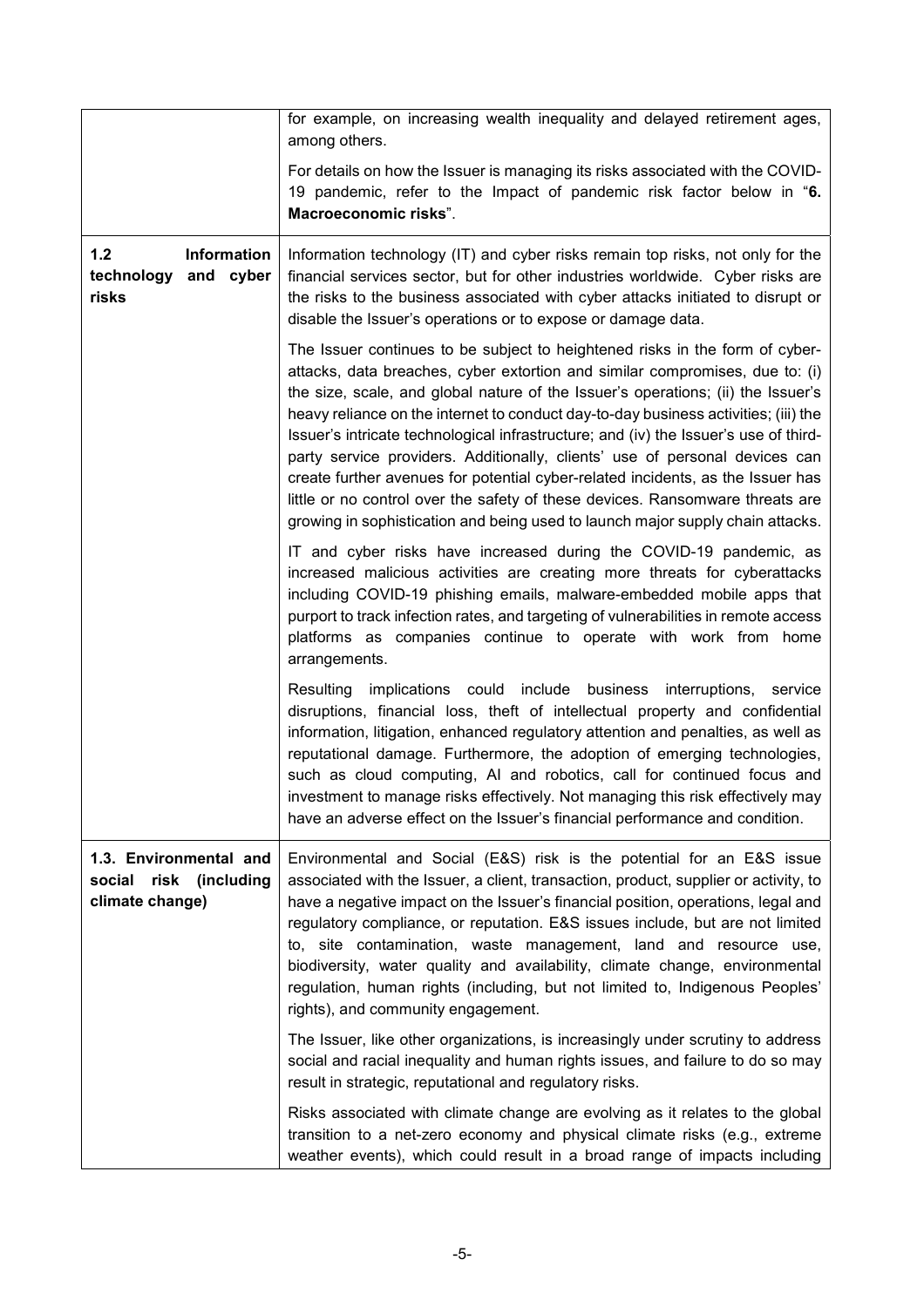| | |
|---|---|
| | for example, on increasing wealth inequality and delayed retirement ages, among others.<br><br>For details on how the Issuer is managing its risks associated with the COVID-19 pandemic, refer to the Impact of pandemic risk factor below in "**6. Macroeconomic risks**". |
| **1.2 Information technology and cyber risks** | Information technology (IT) and cyber risks remain top risks, not only for the financial services sector, but for other industries worldwide. Cyber risks are the risks to the business associated with cyber attacks initiated to disrupt or disable the Issuer's operations or to expose or damage data.<br><br>The Issuer continues to be subject to heightened risks in the form of cyber-attacks, data breaches, cyber extortion and similar compromises, due to: (i) the size, scale, and global nature of the Issuer's operations; (ii) the Issuer's heavy reliance on the internet to conduct day-to-day business activities; (iii) the Issuer's intricate technological infrastructure; and (iv) the Issuer's use of third-party service providers. Additionally, clients' use of personal devices can create further avenues for potential cyber-related incidents, as the Issuer has little or no control over the safety of these devices. Ransomware threats are growing in sophistication and being used to launch major supply chain attacks.<br><br>IT and cyber risks have increased during the COVID-19 pandemic, as increased malicious activities are creating more threats for cyberattacks including COVID-19 phishing emails, malware-embedded mobile apps that purport to track infection rates, and targeting of vulnerabilities in remote access platforms as companies continue to operate with work from home arrangements.<br><br>Resulting implications could include business interruptions, service disruptions, financial loss, theft of intellectual property and confidential information, litigation, enhanced regulatory attention and penalties, as well as reputational damage. Furthermore, the adoption of emerging technologies, such as cloud computing, AI and robotics, call for continued focus and investment to manage risks effectively. Not managing this risk effectively may have an adverse effect on the Issuer's financial performance and condition. |
| **1.3. Environmental and social risk (including climate change)** | Environmental and Social (E&S) risk is the potential for an E&S issue associated with the Issuer, a client, transaction, product, supplier or activity, to have a negative impact on the Issuer's financial position, operations, legal and regulatory compliance, or reputation. E&S issues include, but are not limited to, site contamination, waste management, land and resource use, biodiversity, water quality and availability, climate change, environmental regulation, human rights (including, but not limited to, Indigenous Peoples' rights), and community engagement.<br><br>The Issuer, like other organizations, is increasingly under scrutiny to address social and racial inequality and human rights issues, and failure to do so may result in strategic, reputational and regulatory risks.<br><br>Risks associated with climate change are evolving as it relates to the global transition to a net-zero economy and physical climate risks (e.g., extreme weather events), which could result in a broad range of impacts including |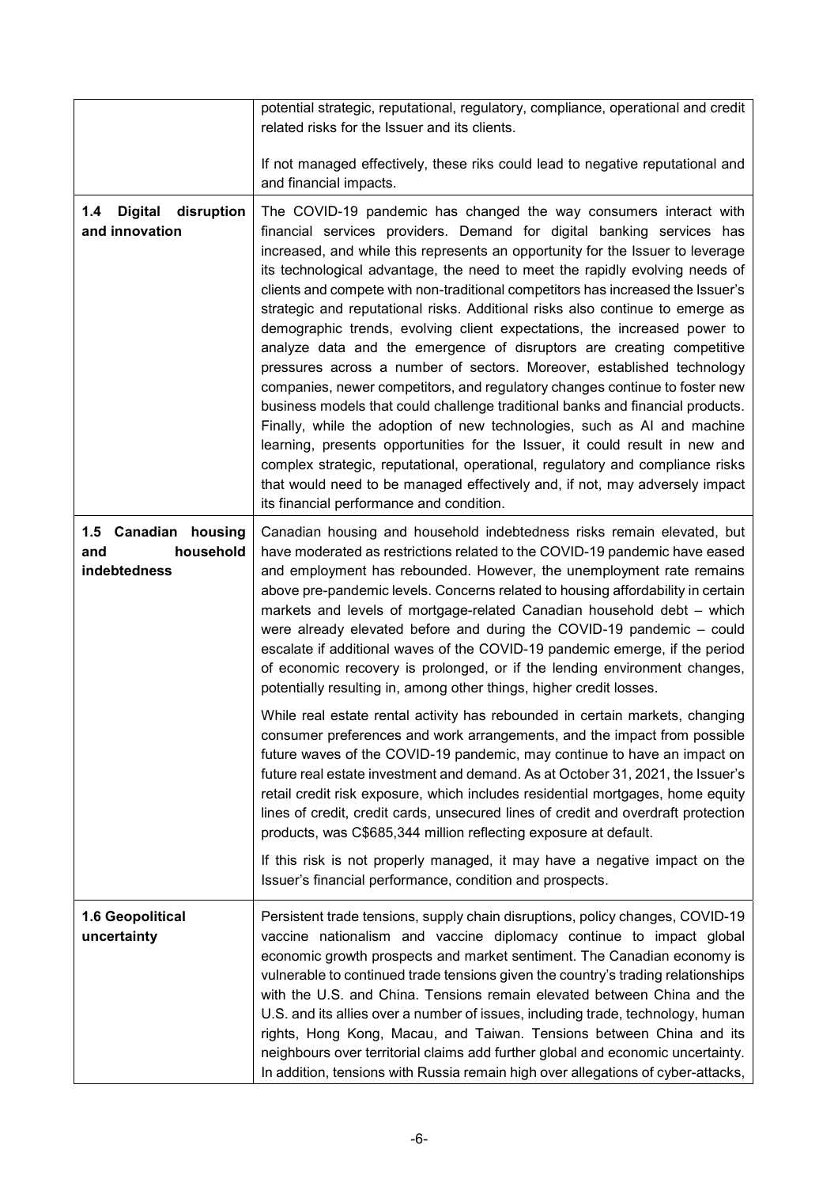| | |
|---|---|
| | potential strategic, reputational, regulatory, compliance, operational and credit related risks for the Issuer and its clients.<br><br>If not managed effectively, these riks could lead to negative reputational and and financial impacts. |
| **1.4 Digital disruption and innovation** | The COVID-19 pandemic has changed the way consumers interact with financial services providers. Demand for digital banking services has increased, and while this represents an opportunity for the Issuer to leverage its technological advantage, the need to meet the rapidly evolving needs of clients and compete with non-traditional competitors has increased the Issuer's strategic and reputational risks. Additional risks also continue to emerge as demographic trends, evolving client expectations, the increased power to analyze data and the emergence of disruptors are creating competitive pressures across a number of sectors. Moreover, established technology companies, newer competitors, and regulatory changes continue to foster new business models that could challenge traditional banks and financial products. Finally, while the adoption of new technologies, such as AI and machine learning, presents opportunities for the Issuer, it could result in new and complex strategic, reputational, operational, regulatory and compliance risks that would need to be managed effectively and, if not, may adversely impact its financial performance and condition. |
| **1.5 Canadian housing and household indebtedness** | Canadian housing and household indebtedness risks remain elevated, but have moderated as restrictions related to the COVID-19 pandemic have eased and employment has rebounded. However, the unemployment rate remains above pre-pandemic levels. Concerns related to housing affordability in certain markets and levels of mortgage-related Canadian household debt – which were already elevated before and during the COVID-19 pandemic – could escalate if additional waves of the COVID-19 pandemic emerge, if the period of economic recovery is prolonged, or if the lending environment changes, potentially resulting in, among other things, higher credit losses.<br><br>While real estate rental activity has rebounded in certain markets, changing consumer preferences and work arrangements, and the impact from possible future waves of the COVID-19 pandemic, may continue to have an impact on future real estate investment and demand. As at October 31, 2021, the Issuer's retail credit risk exposure, which includes residential mortgages, home equity lines of credit, credit cards, unsecured lines of credit and overdraft protection products, was C$685,344 million reflecting exposure at default.<br><br>If this risk is not properly managed, it may have a negative impact on the Issuer's financial performance, condition and prospects. |
| **1.6 Geopolitical uncertainty** | Persistent trade tensions, supply chain disruptions, policy changes, COVID-19 vaccine nationalism and vaccine diplomacy continue to impact global economic growth prospects and market sentiment. The Canadian economy is vulnerable to continued trade tensions given the country's trading relationships with the U.S. and China. Tensions remain elevated between China and the U.S. and its allies over a number of issues, including trade, technology, human rights, Hong Kong, Macau, and Taiwan. Tensions between China and its neighbours over territorial claims add further global and economic uncertainty. In addition, tensions with Russia remain high over allegations of cyber-attacks, |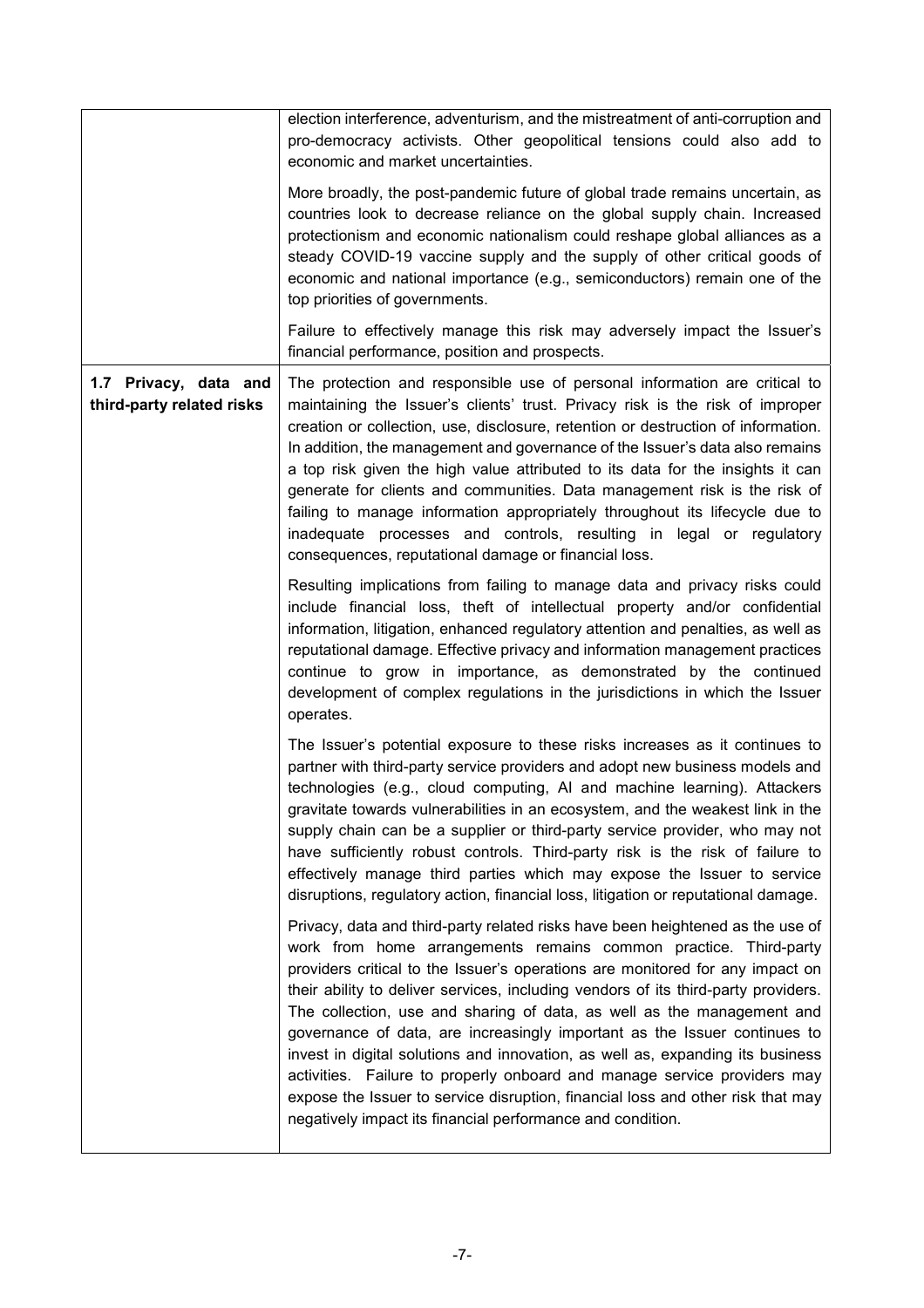| | |
|---|---|
| | election interference, adventurism, and the mistreatment of anti-corruption and pro-democracy activists. Other geopolitical tensions could also add to economic and market uncertainties.<br><br>More broadly, the post-pandemic future of global trade remains uncertain, as countries look to decrease reliance on the global supply chain. Increased protectionism and economic nationalism could reshape global alliances as a steady COVID-19 vaccine supply and the supply of other critical goods of economic and national importance (e.g., semiconductors) remain one of the top priorities of governments.<br><br>Failure to effectively manage this risk may adversely impact the Issuer's financial performance, position and prospects. |
| **1.7 Privacy, data and third-party related risks** | The protection and responsible use of personal information are critical to maintaining the Issuer's clients' trust. Privacy risk is the risk of improper creation or collection, use, disclosure, retention or destruction of information. In addition, the management and governance of the Issuer's data also remains a top risk given the high value attributed to its data for the insights it can generate for clients and communities. Data management risk is the risk of failing to manage information appropriately throughout its lifecycle due to inadequate processes and controls, resulting in legal or regulatory consequences, reputational damage or financial loss.<br><br>Resulting implications from failing to manage data and privacy risks could include financial loss, theft of intellectual property and/or confidential information, litigation, enhanced regulatory attention and penalties, as well as reputational damage. Effective privacy and information management practices continue to grow in importance, as demonstrated by the continued development of complex regulations in the jurisdictions in which the Issuer operates.<br><br>The Issuer's potential exposure to these risks increases as it continues to partner with third-party service providers and adopt new business models and technologies (e.g., cloud computing, AI and machine learning). Attackers gravitate towards vulnerabilities in an ecosystem, and the weakest link in the supply chain can be a supplier or third-party service provider, who may not have sufficiently robust controls. Third-party risk is the risk of failure to effectively manage third parties which may expose the Issuer to service disruptions, regulatory action, financial loss, litigation or reputational damage.<br><br>Privacy, data and third-party related risks have been heightened as the use of work from home arrangements remains common practice. Third-party providers critical to the Issuer's operations are monitored for any impact on their ability to deliver services, including vendors of its third-party providers. The collection, use and sharing of data, as well as the management and governance of data, are increasingly important as the Issuer continues to invest in digital solutions and innovation, as well as, expanding its business activities. Failure to properly onboard and manage service providers may expose the Issuer to service disruption, financial loss and other risk that may negatively impact its financial performance and condition. |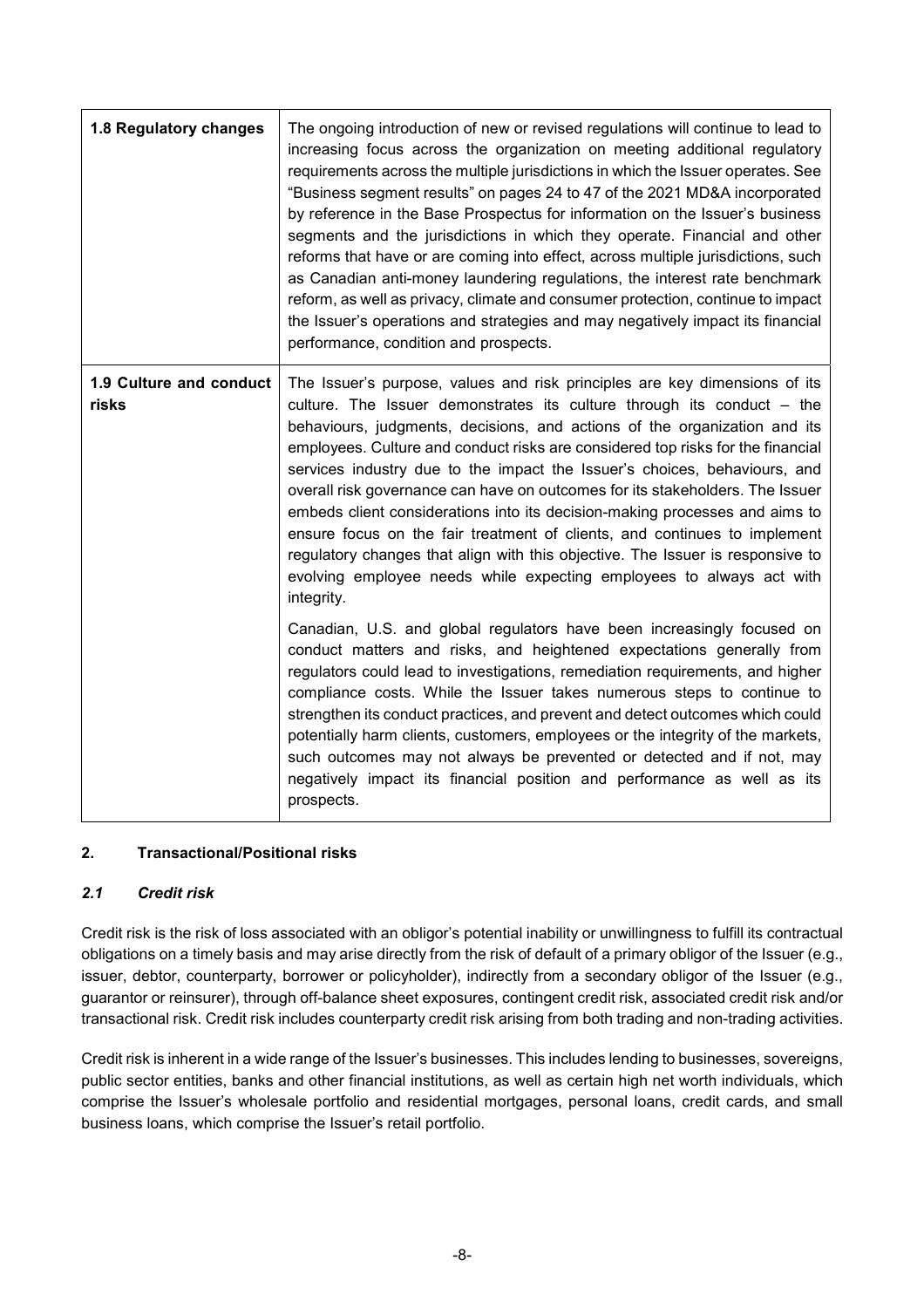| | |
|---|---|
| **1.8 Regulatory changes** | The ongoing introduction of new or revised regulations will continue to lead to increasing focus across the organization on meeting additional regulatory requirements across the multiple jurisdictions in which the Issuer operates. See "Business segment results" on pages 24 to 47 of the 2021 MD&A incorporated by reference in the Base Prospectus for information on the Issuer's business segments and the jurisdictions in which they operate. Financial and other reforms that have or are coming into effect, across multiple jurisdictions, such as Canadian anti-money laundering regulations, the interest rate benchmark reform, as well as privacy, climate and consumer protection, continue to impact the Issuer's operations and strategies and may negatively impact its financial performance, condition and prospects. |
| **1.9 Culture and conduct risks** | The Issuer's purpose, values and risk principles are key dimensions of its culture. The Issuer demonstrates its culture through its conduct – the behaviours, judgments, decisions, and actions of the organization and its employees. Culture and conduct risks are considered top risks for the financial services industry due to the impact the Issuer's choices, behaviours, and overall risk governance can have on outcomes for its stakeholders. The Issuer embeds client considerations into its decision-making processes and aims to ensure focus on the fair treatment of clients, and continues to implement regulatory changes that align with this objective. The Issuer is responsive to evolving employee needs while expecting employees to always act with integrity.<br><br>Canadian, U.S. and global regulators have been increasingly focused on conduct matters and risks, and heightened expectations generally from regulators could lead to investigations, remediation requirements, and higher compliance costs. While the Issuer takes numerous steps to continue to strengthen its conduct practices, and prevent and detect outcomes which could potentially harm clients, customers, employees or the integrity of the markets, such outcomes may not always be prevented or detected and if not, may negatively impact its financial position and performance as well as its prospects. |

## 2. Transactional/Positional risks

### *2.1 Credit risk*

Credit risk is the risk of loss associated with an obligor's potential inability or unwillingness to fulfill its contractual obligations on a timely basis and may arise directly from the risk of default of a primary obligor of the Issuer (e.g., issuer, debtor, counterparty, borrower or policyholder), indirectly from a secondary obligor of the Issuer (e.g., guarantor or reinsurer), through off-balance sheet exposures, contingent credit risk, associated credit risk and/or transactional risk. Credit risk includes counterparty credit risk arising from both trading and non-trading activities.

Credit risk is inherent in a wide range of the Issuer's businesses. This includes lending to businesses, sovereigns, public sector entities, banks and other financial institutions, as well as certain high net worth individuals, which comprise the Issuer's wholesale portfolio and residential mortgages, personal loans, credit cards, and small business loans, which comprise the Issuer's retail portfolio.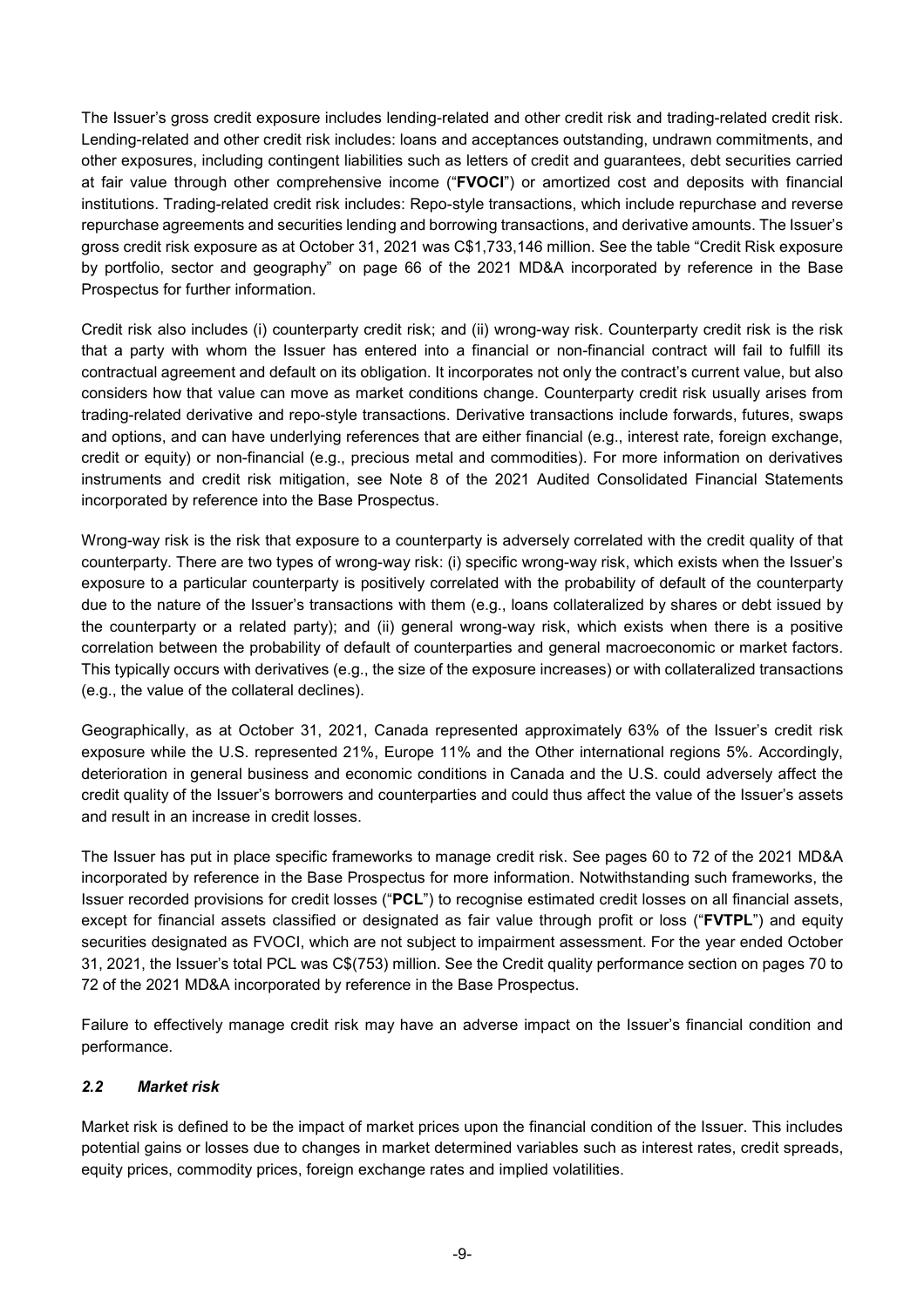The Issuer's gross credit exposure includes lending-related and other credit risk and trading-related credit risk. Lending-related and other credit risk includes: loans and acceptances outstanding, undrawn commitments, and other exposures, including contingent liabilities such as letters of credit and guarantees, debt securities carried at fair value through other comprehensive income ("**FVOCI**") or amortized cost and deposits with financial institutions. Trading-related credit risk includes: Repo-style transactions, which include repurchase and reverse repurchase agreements and securities lending and borrowing transactions, and derivative amounts. The Issuer's gross credit risk exposure as at October 31, 2021 was C$1,733,146 million. See the table "Credit Risk exposure by portfolio, sector and geography" on page 66 of the 2021 MD&A incorporated by reference in the Base Prospectus for further information.

Credit risk also includes (i) counterparty credit risk; and (ii) wrong-way risk. Counterparty credit risk is the risk that a party with whom the Issuer has entered into a financial or non-financial contract will fail to fulfill its contractual agreement and default on its obligation. It incorporates not only the contract's current value, but also considers how that value can move as market conditions change. Counterparty credit risk usually arises from trading-related derivative and repo-style transactions. Derivative transactions include forwards, futures, swaps and options, and can have underlying references that are either financial (e.g., interest rate, foreign exchange, credit or equity) or non-financial (e.g., precious metal and commodities). For more information on derivatives instruments and credit risk mitigation, see Note 8 of the 2021 Audited Consolidated Financial Statements incorporated by reference into the Base Prospectus.

Wrong-way risk is the risk that exposure to a counterparty is adversely correlated with the credit quality of that counterparty. There are two types of wrong-way risk: (i) specific wrong-way risk, which exists when the Issuer's exposure to a particular counterparty is positively correlated with the probability of default of the counterparty due to the nature of the Issuer's transactions with them (e.g., loans collateralized by shares or debt issued by the counterparty or a related party); and (ii) general wrong-way risk, which exists when there is a positive correlation between the probability of default of counterparties and general macroeconomic or market factors. This typically occurs with derivatives (e.g., the size of the exposure increases) or with collateralized transactions (e.g., the value of the collateral declines).

Geographically, as at October 31, 2021, Canada represented approximately 63% of the Issuer's credit risk exposure while the U.S. represented 21%, Europe 11% and the Other international regions 5%. Accordingly, deterioration in general business and economic conditions in Canada and the U.S. could adversely affect the credit quality of the Issuer's borrowers and counterparties and could thus affect the value of the Issuer's assets and result in an increase in credit losses.

The Issuer has put in place specific frameworks to manage credit risk. See pages 60 to 72 of the 2021 MD&A incorporated by reference in the Base Prospectus for more information. Notwithstanding such frameworks, the Issuer recorded provisions for credit losses ("**PCL**") to recognise estimated credit losses on all financial assets, except for financial assets classified or designated as fair value through profit or loss ("**FVTPL**") and equity securities designated as FVOCI, which are not subject to impairment assessment. For the year ended October 31, 2021, the Issuer's total PCL was C$(753) million. See the Credit quality performance section on pages 70 to 72 of the 2021 MD&A incorporated by reference in the Base Prospectus.

Failure to effectively manage credit risk may have an adverse impact on the Issuer's financial condition and performance.

### *2.2 Market risk*

Market risk is defined to be the impact of market prices upon the financial condition of the Issuer. This includes potential gains or losses due to changes in market determined variables such as interest rates, credit spreads, equity prices, commodity prices, foreign exchange rates and implied volatilities.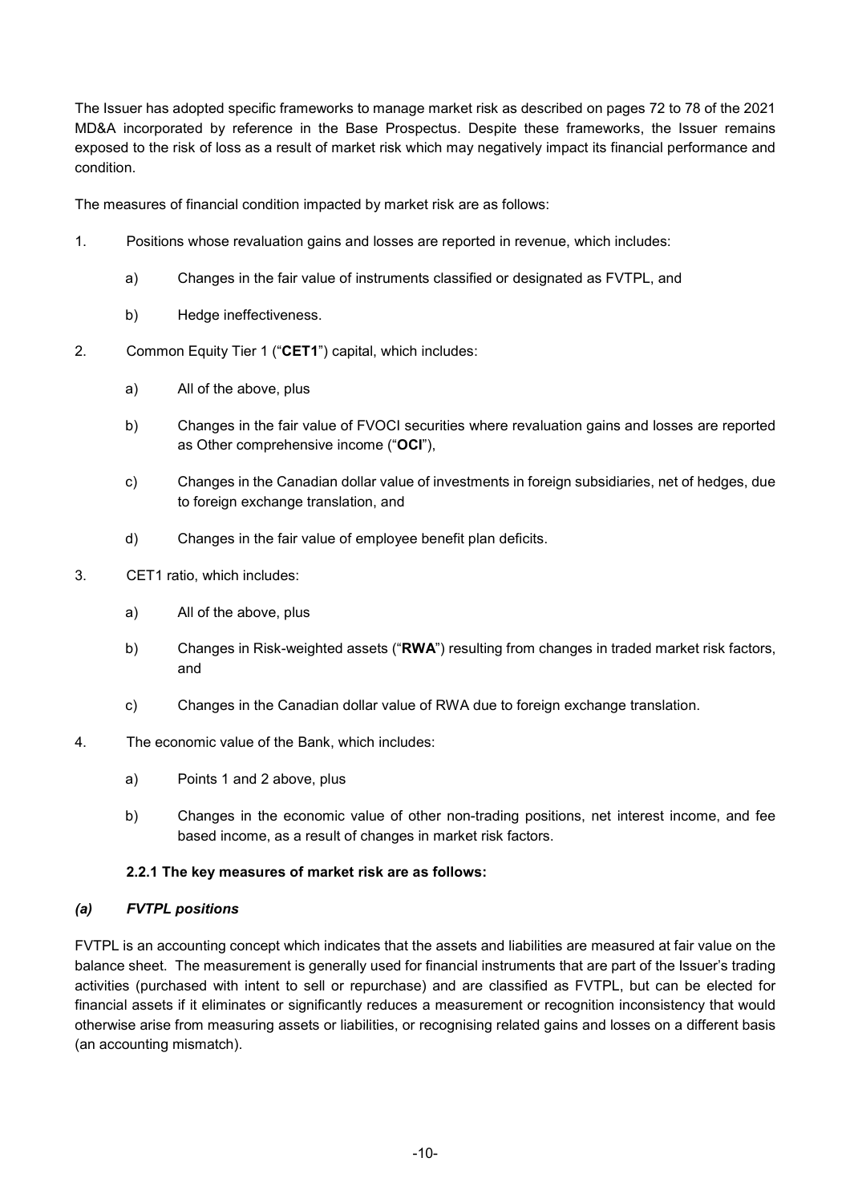The Issuer has adopted specific frameworks to manage market risk as described on pages 72 to 78 of the 2021 MD&A incorporated by reference in the Base Prospectus. Despite these frameworks, the Issuer remains exposed to the risk of loss as a result of market risk which may negatively impact its financial performance and condition.

The measures of financial condition impacted by market risk are as follows:

1. Positions whose revaluation gains and losses are reported in revenue, which includes:

    a) Changes in the fair value of instruments classified or designated as FVTPL, and

    b) Hedge ineffectiveness.

2. Common Equity Tier 1 ("**CET1**") capital, which includes:

    a) All of the above, plus

    b) Changes in the fair value of FVOCI securities where revaluation gains and losses are reported as Other comprehensive income ("**OCI**"),

    c) Changes in the Canadian dollar value of investments in foreign subsidiaries, net of hedges, due to foreign exchange translation, and

    d) Changes in the fair value of employee benefit plan deficits.

3. CET1 ratio, which includes:

    a) All of the above, plus

    b) Changes in Risk-weighted assets ("**RWA**") resulting from changes in traded market risk factors, and

    c) Changes in the Canadian dollar value of RWA due to foreign exchange translation.

4. The economic value of the Bank, which includes:

    a) Points 1 and 2 above, plus

    b) Changes in the economic value of other non-trading positions, net interest income, and fee based income, as a result of changes in market risk factors.

#### 2.2.1 The key measures of market risk are as follows:

#### *(a) FVTPL positions*

FVTPL is an accounting concept which indicates that the assets and liabilities are measured at fair value on the balance sheet. The measurement is generally used for financial instruments that are part of the Issuer's trading activities (purchased with intent to sell or repurchase) and are classified as FVTPL, but can be elected for financial assets if it eliminates or significantly reduces a measurement or recognition inconsistency that would otherwise arise from measuring assets or liabilities, or recognising related gains and losses on a different basis (an accounting mismatch).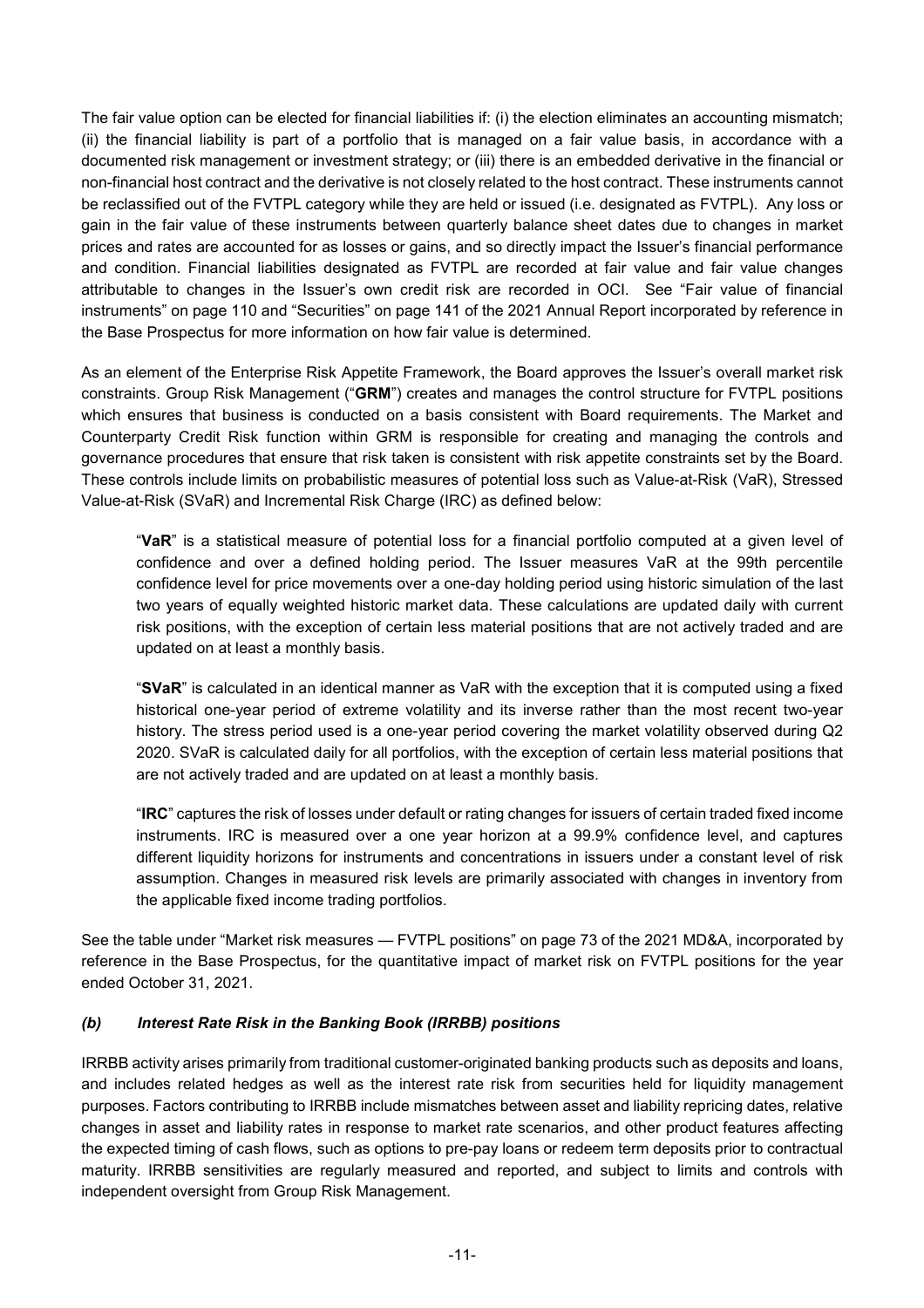The fair value option can be elected for financial liabilities if: (i) the election eliminates an accounting mismatch; (ii) the financial liability is part of a portfolio that is managed on a fair value basis, in accordance with a documented risk management or investment strategy; or (iii) there is an embedded derivative in the financial or non-financial host contract and the derivative is not closely related to the host contract. These instruments cannot be reclassified out of the FVTPL category while they are held or issued (i.e. designated as FVTPL). Any loss or gain in the fair value of these instruments between quarterly balance sheet dates due to changes in market prices and rates are accounted for as losses or gains, and so directly impact the Issuer's financial performance and condition. Financial liabilities designated as FVTPL are recorded at fair value and fair value changes attributable to changes in the Issuer's own credit risk are recorded in OCI. See "Fair value of financial instruments" on page 110 and "Securities" on page 141 of the 2021 Annual Report incorporated by reference in the Base Prospectus for more information on how fair value is determined.

As an element of the Enterprise Risk Appetite Framework, the Board approves the Issuer's overall market risk constraints. Group Risk Management ("**GRM**") creates and manages the control structure for FVTPL positions which ensures that business is conducted on a basis consistent with Board requirements. The Market and Counterparty Credit Risk function within GRM is responsible for creating and managing the controls and governance procedures that ensure that risk taken is consistent with risk appetite constraints set by the Board. These controls include limits on probabilistic measures of potential loss such as Value-at-Risk (VaR), Stressed Value-at-Risk (SVaR) and Incremental Risk Charge (IRC) as defined below:

> "**VaR**" is a statistical measure of potential loss for a financial portfolio computed at a given level of confidence and over a defined holding period. The Issuer measures VaR at the 99th percentile confidence level for price movements over a one-day holding period using historic simulation of the last two years of equally weighted historic market data. These calculations are updated daily with current risk positions, with the exception of certain less material positions that are not actively traded and are updated on at least a monthly basis.
>
> "**SVaR**" is calculated in an identical manner as VaR with the exception that it is computed using a fixed historical one-year period of extreme volatility and its inverse rather than the most recent two-year history. The stress period used is a one-year period covering the market volatility observed during Q2 2020. SVaR is calculated daily for all portfolios, with the exception of certain less material positions that are not actively traded and are updated on at least a monthly basis.
>
> "**IRC**" captures the risk of losses under default or rating changes for issuers of certain traded fixed income instruments. IRC is measured over a one year horizon at a 99.9% confidence level, and captures different liquidity horizons for instruments and concentrations in issuers under a constant level of risk assumption. Changes in measured risk levels are primarily associated with changes in inventory from the applicable fixed income trading portfolios.

See the table under "Market risk measures — FVTPL positions" on page 73 of the 2021 MD&A, incorporated by reference in the Base Prospectus, for the quantitative impact of market risk on FVTPL positions for the year ended October 31, 2021.

### *(b) Interest Rate Risk in the Banking Book (IRRBB) positions*

IRRBB activity arises primarily from traditional customer-originated banking products such as deposits and loans, and includes related hedges as well as the interest rate risk from securities held for liquidity management purposes. Factors contributing to IRRBB include mismatches between asset and liability repricing dates, relative changes in asset and liability rates in response to market rate scenarios, and other product features affecting the expected timing of cash flows, such as options to pre-pay loans or redeem term deposits prior to contractual maturity. IRRBB sensitivities are regularly measured and reported, and subject to limits and controls with independent oversight from Group Risk Management.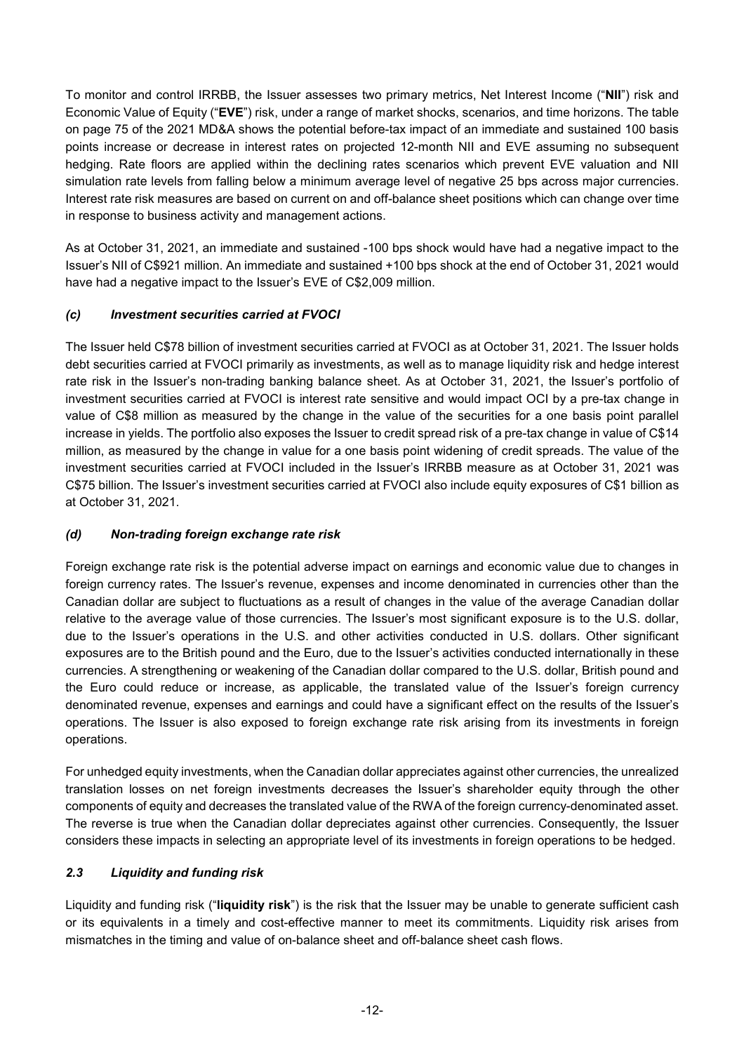To monitor and control IRRBB, the Issuer assesses two primary metrics, Net Interest Income ("**NII**") risk and Economic Value of Equity ("**EVE**") risk, under a range of market shocks, scenarios, and time horizons. The table on page 75 of the 2021 MD&A shows the potential before-tax impact of an immediate and sustained 100 basis points increase or decrease in interest rates on projected 12-month NII and EVE assuming no subsequent hedging. Rate floors are applied within the declining rates scenarios which prevent EVE valuation and NII simulation rate levels from falling below a minimum average level of negative 25 bps across major currencies. Interest rate risk measures are based on current on and off-balance sheet positions which can change over time in response to business activity and management actions.

As at October 31, 2021, an immediate and sustained -100 bps shock would have had a negative impact to the Issuer's NII of C$921 million. An immediate and sustained +100 bps shock at the end of October 31, 2021 would have had a negative impact to the Issuer's EVE of C$2,009 million.

### *(c) Investment securities carried at FVOCI*

The Issuer held C$78 billion of investment securities carried at FVOCI as at October 31, 2021. The Issuer holds debt securities carried at FVOCI primarily as investments, as well as to manage liquidity risk and hedge interest rate risk in the Issuer's non-trading banking balance sheet. As at October 31, 2021, the Issuer's portfolio of investment securities carried at FVOCI is interest rate sensitive and would impact OCI by a pre-tax change in value of C$8 million as measured by the change in the value of the securities for a one basis point parallel increase in yields. The portfolio also exposes the Issuer to credit spread risk of a pre-tax change in value of C$14 million, as measured by the change in value for a one basis point widening of credit spreads. The value of the investment securities carried at FVOCI included in the Issuer's IRRBB measure as at October 31, 2021 was C$75 billion. The Issuer's investment securities carried at FVOCI also include equity exposures of C$1 billion as at October 31, 2021.

### *(d) Non-trading foreign exchange rate risk*

Foreign exchange rate risk is the potential adverse impact on earnings and economic value due to changes in foreign currency rates. The Issuer's revenue, expenses and income denominated in currencies other than the Canadian dollar are subject to fluctuations as a result of changes in the value of the average Canadian dollar relative to the average value of those currencies. The Issuer's most significant exposure is to the U.S. dollar, due to the Issuer's operations in the U.S. and other activities conducted in U.S. dollars. Other significant exposures are to the British pound and the Euro, due to the Issuer's activities conducted internationally in these currencies. A strengthening or weakening of the Canadian dollar compared to the U.S. dollar, British pound and the Euro could reduce or increase, as applicable, the translated value of the Issuer's foreign currency denominated revenue, expenses and earnings and could have a significant effect on the results of the Issuer's operations. The Issuer is also exposed to foreign exchange rate risk arising from its investments in foreign operations.

For unhedged equity investments, when the Canadian dollar appreciates against other currencies, the unrealized translation losses on net foreign investments decreases the Issuer's shareholder equity through the other components of equity and decreases the translated value of the RWA of the foreign currency-denominated asset. The reverse is true when the Canadian dollar depreciates against other currencies. Consequently, the Issuer considers these impacts in selecting an appropriate level of its investments in foreign operations to be hedged.

## *2.3 Liquidity and funding risk*

Liquidity and funding risk ("**liquidity risk**") is the risk that the Issuer may be unable to generate sufficient cash or its equivalents in a timely and cost-effective manner to meet its commitments. Liquidity risk arises from mismatches in the timing and value of on-balance sheet and off-balance sheet cash flows.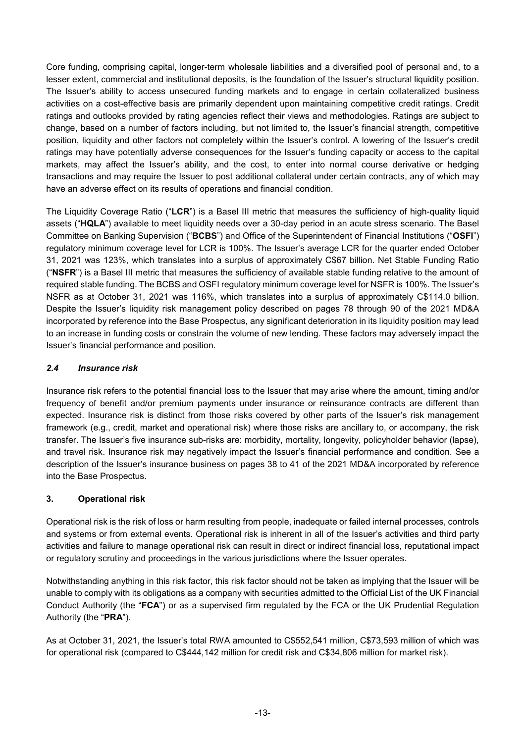Core funding, comprising capital, longer-term wholesale liabilities and a diversified pool of personal and, to a lesser extent, commercial and institutional deposits, is the foundation of the Issuer's structural liquidity position. The Issuer's ability to access unsecured funding markets and to engage in certain collateralized business activities on a cost-effective basis are primarily dependent upon maintaining competitive credit ratings. Credit ratings and outlooks provided by rating agencies reflect their views and methodologies. Ratings are subject to change, based on a number of factors including, but not limited to, the Issuer's financial strength, competitive position, liquidity and other factors not completely within the Issuer's control. A lowering of the Issuer's credit ratings may have potentially adverse consequences for the Issuer's funding capacity or access to the capital markets, may affect the Issuer's ability, and the cost, to enter into normal course derivative or hedging transactions and may require the Issuer to post additional collateral under certain contracts, any of which may have an adverse effect on its results of operations and financial condition.

The Liquidity Coverage Ratio ("**LCR**") is a Basel III metric that measures the sufficiency of high-quality liquid assets ("**HQLA**") available to meet liquidity needs over a 30-day period in an acute stress scenario. The Basel Committee on Banking Supervision ("**BCBS**") and Office of the Superintendent of Financial Institutions ("**OSFI**") regulatory minimum coverage level for LCR is 100%. The Issuer's average LCR for the quarter ended October 31, 2021 was 123%, which translates into a surplus of approximately C$67 billion. Net Stable Funding Ratio ("**NSFR**") is a Basel III metric that measures the sufficiency of available stable funding relative to the amount of required stable funding. The BCBS and OSFI regulatory minimum coverage level for NSFR is 100%. The Issuer's NSFR as at October 31, 2021 was 116%, which translates into a surplus of approximately C$114.0 billion. Despite the Issuer's liquidity risk management policy described on pages 78 through 90 of the 2021 MD&A incorporated by reference into the Base Prospectus, any significant deterioration in its liquidity position may lead to an increase in funding costs or constrain the volume of new lending. These factors may adversely impact the Issuer's financial performance and position.

### *2.4 Insurance risk*

Insurance risk refers to the potential financial loss to the Issuer that may arise where the amount, timing and/or frequency of benefit and/or premium payments under insurance or reinsurance contracts are different than expected. Insurance risk is distinct from those risks covered by other parts of the Issuer's risk management framework (e.g., credit, market and operational risk) where those risks are ancillary to, or accompany, the risk transfer. The Issuer's five insurance sub-risks are: morbidity, mortality, longevity, policyholder behavior (lapse), and travel risk. Insurance risk may negatively impact the Issuer's financial performance and condition. See a description of the Issuer's insurance business on pages 38 to 41 of the 2021 MD&A incorporated by reference into the Base Prospectus.

## 3. Operational risk

Operational risk is the risk of loss or harm resulting from people, inadequate or failed internal processes, controls and systems or from external events. Operational risk is inherent in all of the Issuer's activities and third party activities and failure to manage operational risk can result in direct or indirect financial loss, reputational impact or regulatory scrutiny and proceedings in the various jurisdictions where the Issuer operates.

Notwithstanding anything in this risk factor, this risk factor should not be taken as implying that the Issuer will be unable to comply with its obligations as a company with securities admitted to the Official List of the UK Financial Conduct Authority (the "**FCA**") or as a supervised firm regulated by the FCA or the UK Prudential Regulation Authority (the "**PRA**").

As at October 31, 2021, the Issuer's total RWA amounted to C$552,541 million, C$73,593 million of which was for operational risk (compared to C$444,142 million for credit risk and C$34,806 million for market risk).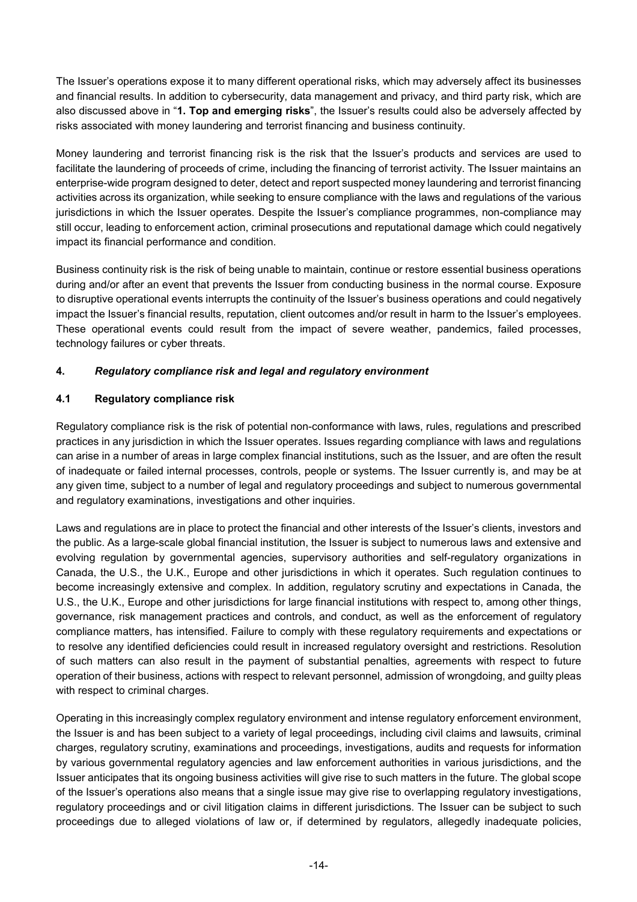The Issuer's operations expose it to many different operational risks, which may adversely affect its businesses and financial results. In addition to cybersecurity, data management and privacy, and third party risk, which are also discussed above in "**1. Top and emerging risks**", the Issuer's results could also be adversely affected by risks associated with money laundering and terrorist financing and business continuity.

Money laundering and terrorist financing risk is the risk that the Issuer's products and services are used to facilitate the laundering of proceeds of crime, including the financing of terrorist activity. The Issuer maintains an enterprise-wide program designed to deter, detect and report suspected money laundering and terrorist financing activities across its organization, while seeking to ensure compliance with the laws and regulations of the various jurisdictions in which the Issuer operates. Despite the Issuer's compliance programmes, non-compliance may still occur, leading to enforcement action, criminal prosecutions and reputational damage which could negatively impact its financial performance and condition.

Business continuity risk is the risk of being unable to maintain, continue or restore essential business operations during and/or after an event that prevents the Issuer from conducting business in the normal course. Exposure to disruptive operational events interrupts the continuity of the Issuer's business operations and could negatively impact the Issuer's financial results, reputation, client outcomes and/or result in harm to the Issuer's employees. These operational events could result from the impact of severe weather, pandemics, failed processes, technology failures or cyber threats.

## 4. *Regulatory compliance risk and legal and regulatory environment*

### 4.1 Regulatory compliance risk

Regulatory compliance risk is the risk of potential non-conformance with laws, rules, regulations and prescribed practices in any jurisdiction in which the Issuer operates. Issues regarding compliance with laws and regulations can arise in a number of areas in large complex financial institutions, such as the Issuer, and are often the result of inadequate or failed internal processes, controls, people or systems. The Issuer currently is, and may be at any given time, subject to a number of legal and regulatory proceedings and subject to numerous governmental and regulatory examinations, investigations and other inquiries.

Laws and regulations are in place to protect the financial and other interests of the Issuer's clients, investors and the public. As a large-scale global financial institution, the Issuer is subject to numerous laws and extensive and evolving regulation by governmental agencies, supervisory authorities and self-regulatory organizations in Canada, the U.S., the U.K., Europe and other jurisdictions in which it operates. Such regulation continues to become increasingly extensive and complex. In addition, regulatory scrutiny and expectations in Canada, the U.S., the U.K., Europe and other jurisdictions for large financial institutions with respect to, among other things, governance, risk management practices and controls, and conduct, as well as the enforcement of regulatory compliance matters, has intensified. Failure to comply with these regulatory requirements and expectations or to resolve any identified deficiencies could result in increased regulatory oversight and restrictions. Resolution of such matters can also result in the payment of substantial penalties, agreements with respect to future operation of their business, actions with respect to relevant personnel, admission of wrongdoing, and guilty pleas with respect to criminal charges.

Operating in this increasingly complex regulatory environment and intense regulatory enforcement environment, the Issuer is and has been subject to a variety of legal proceedings, including civil claims and lawsuits, criminal charges, regulatory scrutiny, examinations and proceedings, investigations, audits and requests for information by various governmental regulatory agencies and law enforcement authorities in various jurisdictions, and the Issuer anticipates that its ongoing business activities will give rise to such matters in the future. The global scope of the Issuer's operations also means that a single issue may give rise to overlapping regulatory investigations, regulatory proceedings and or civil litigation claims in different jurisdictions. The Issuer can be subject to such proceedings due to alleged violations of law or, if determined by regulators, allegedly inadequate policies,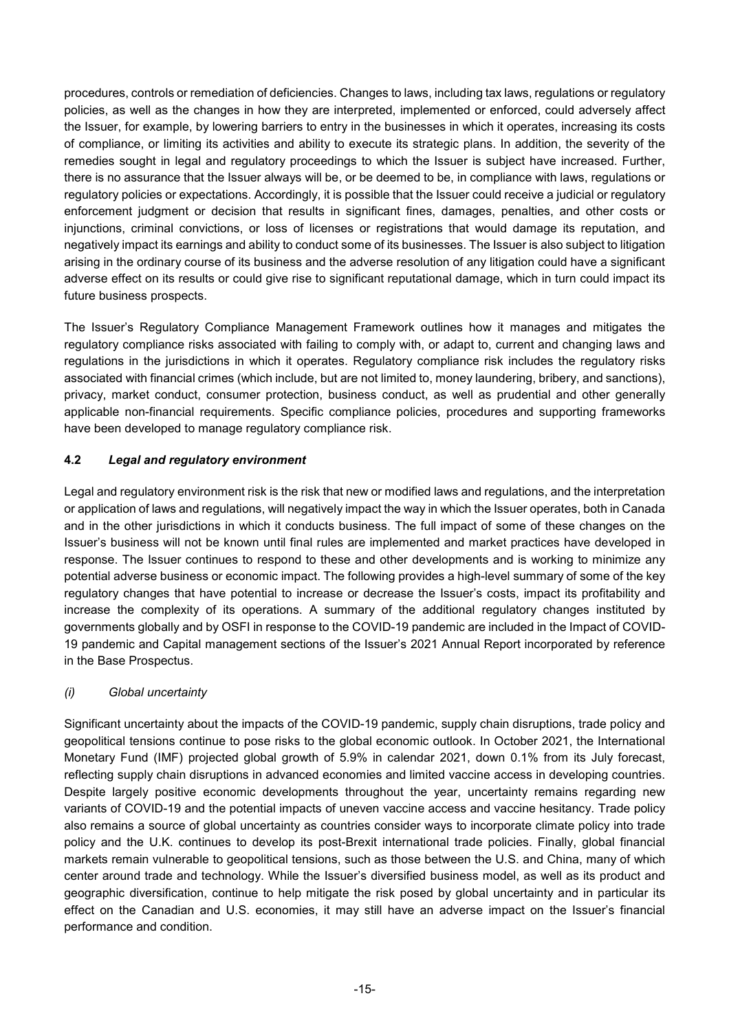procedures, controls or remediation of deficiencies. Changes to laws, including tax laws, regulations or regulatory policies, as well as the changes in how they are interpreted, implemented or enforced, could adversely affect the Issuer, for example, by lowering barriers to entry in the businesses in which it operates, increasing its costs of compliance, or limiting its activities and ability to execute its strategic plans. In addition, the severity of the remedies sought in legal and regulatory proceedings to which the Issuer is subject have increased. Further, there is no assurance that the Issuer always will be, or be deemed to be, in compliance with laws, regulations or regulatory policies or expectations. Accordingly, it is possible that the Issuer could receive a judicial or regulatory enforcement judgment or decision that results in significant fines, damages, penalties, and other costs or injunctions, criminal convictions, or loss of licenses or registrations that would damage its reputation, and negatively impact its earnings and ability to conduct some of its businesses. The Issuer is also subject to litigation arising in the ordinary course of its business and the adverse resolution of any litigation could have a significant adverse effect on its results or could give rise to significant reputational damage, which in turn could impact its future business prospects.

The Issuer's Regulatory Compliance Management Framework outlines how it manages and mitigates the regulatory compliance risks associated with failing to comply with, or adapt to, current and changing laws and regulations in the jurisdictions in which it operates. Regulatory compliance risk includes the regulatory risks associated with financial crimes (which include, but are not limited to, money laundering, bribery, and sanctions), privacy, market conduct, consumer protection, business conduct, as well as prudential and other generally applicable non-financial requirements. Specific compliance policies, procedures and supporting frameworks have been developed to manage regulatory compliance risk.

### 4.2 *Legal and regulatory environment*

Legal and regulatory environment risk is the risk that new or modified laws and regulations, and the interpretation or application of laws and regulations, will negatively impact the way in which the Issuer operates, both in Canada and in the other jurisdictions in which it conducts business. The full impact of some of these changes on the Issuer's business will not be known until final rules are implemented and market practices have developed in response. The Issuer continues to respond to these and other developments and is working to minimize any potential adverse business or economic impact. The following provides a high-level summary of some of the key regulatory changes that have potential to increase or decrease the Issuer's costs, impact its profitability and increase the complexity of its operations. A summary of the additional regulatory changes instituted by governments globally and by OSFI in response to the COVID-19 pandemic are included in the Impact of COVID-19 pandemic and Capital management sections of the Issuer's 2021 Annual Report incorporated by reference in the Base Prospectus.

#### *(i) Global uncertainty*

Significant uncertainty about the impacts of the COVID-19 pandemic, supply chain disruptions, trade policy and geopolitical tensions continue to pose risks to the global economic outlook. In October 2021, the International Monetary Fund (IMF) projected global growth of 5.9% in calendar 2021, down 0.1% from its July forecast, reflecting supply chain disruptions in advanced economies and limited vaccine access in developing countries. Despite largely positive economic developments throughout the year, uncertainty remains regarding new variants of COVID-19 and the potential impacts of uneven vaccine access and vaccine hesitancy. Trade policy also remains a source of global uncertainty as countries consider ways to incorporate climate policy into trade policy and the U.K. continues to develop its post-Brexit international trade policies. Finally, global financial markets remain vulnerable to geopolitical tensions, such as those between the U.S. and China, many of which center around trade and technology. While the Issuer's diversified business model, as well as its product and geographic diversification, continue to help mitigate the risk posed by global uncertainty and in particular its effect on the Canadian and U.S. economies, it may still have an adverse impact on the Issuer's financial performance and condition.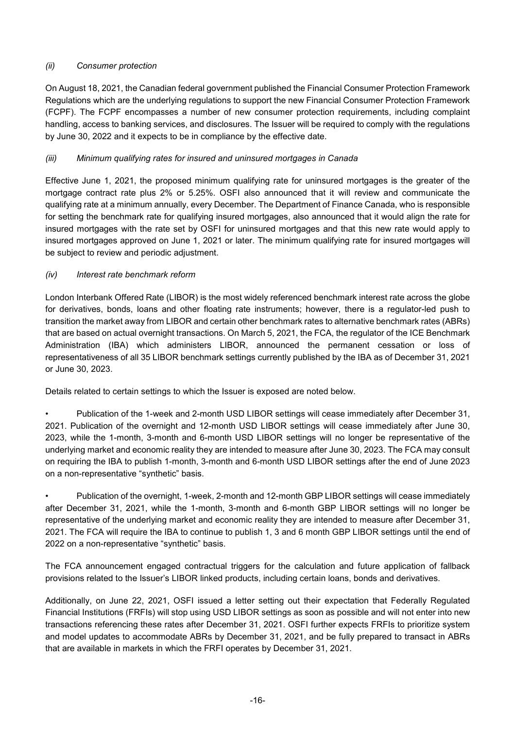*(ii) Consumer protection*

On August 18, 2021, the Canadian federal government published the Financial Consumer Protection Framework Regulations which are the underlying regulations to support the new Financial Consumer Protection Framework (FCPF). The FCPF encompasses a number of new consumer protection requirements, including complaint handling, access to banking services, and disclosures. The Issuer will be required to comply with the regulations by June 30, 2022 and it expects to be in compliance by the effective date.

*(iii) Minimum qualifying rates for insured and uninsured mortgages in Canada*

Effective June 1, 2021, the proposed minimum qualifying rate for uninsured mortgages is the greater of the mortgage contract rate plus 2% or 5.25%. OSFI also announced that it will review and communicate the qualifying rate at a minimum annually, every December. The Department of Finance Canada, who is responsible for setting the benchmark rate for qualifying insured mortgages, also announced that it would align the rate for insured mortgages with the rate set by OSFI for uninsured mortgages and that this new rate would apply to insured mortgages approved on June 1, 2021 or later. The minimum qualifying rate for insured mortgages will be subject to review and periodic adjustment.

*(iv) Interest rate benchmark reform*

London Interbank Offered Rate (LIBOR) is the most widely referenced benchmark interest rate across the globe for derivatives, bonds, loans and other floating rate instruments; however, there is a regulator-led push to transition the market away from LIBOR and certain other benchmark rates to alternative benchmark rates (ABRs) that are based on actual overnight transactions. On March 5, 2021, the FCA, the regulator of the ICE Benchmark Administration (IBA) which administers LIBOR, announced the permanent cessation or loss of representativeness of all 35 LIBOR benchmark settings currently published by the IBA as of December 31, 2021 or June 30, 2023.

Details related to certain settings to which the Issuer is exposed are noted below.

- Publication of the 1-week and 2-month USD LIBOR settings will cease immediately after December 31, 2021. Publication of the overnight and 12-month USD LIBOR settings will cease immediately after June 30, 2023, while the 1-month, 3-month and 6-month USD LIBOR settings will no longer be representative of the underlying market and economic reality they are intended to measure after June 30, 2023. The FCA may consult on requiring the IBA to publish 1-month, 3-month and 6-month USD LIBOR settings after the end of June 2023 on a non-representative "synthetic" basis.

- Publication of the overnight, 1-week, 2-month and 12-month GBP LIBOR settings will cease immediately after December 31, 2021, while the 1-month, 3-month and 6-month GBP LIBOR settings will no longer be representative of the underlying market and economic reality they are intended to measure after December 31, 2021. The FCA will require the IBA to continue to publish 1, 3 and 6 month GBP LIBOR settings until the end of 2022 on a non-representative "synthetic" basis.

The FCA announcement engaged contractual triggers for the calculation and future application of fallback provisions related to the Issuer's LIBOR linked products, including certain loans, bonds and derivatives.

Additionally, on June 22, 2021, OSFI issued a letter setting out their expectation that Federally Regulated Financial Institutions (FRFIs) will stop using USD LIBOR settings as soon as possible and will not enter into new transactions referencing these rates after December 31, 2021. OSFI further expects FRFIs to prioritize system and model updates to accommodate ABRs by December 31, 2021, and be fully prepared to transact in ABRs that are available in markets in which the FRFI operates by December 31, 2021.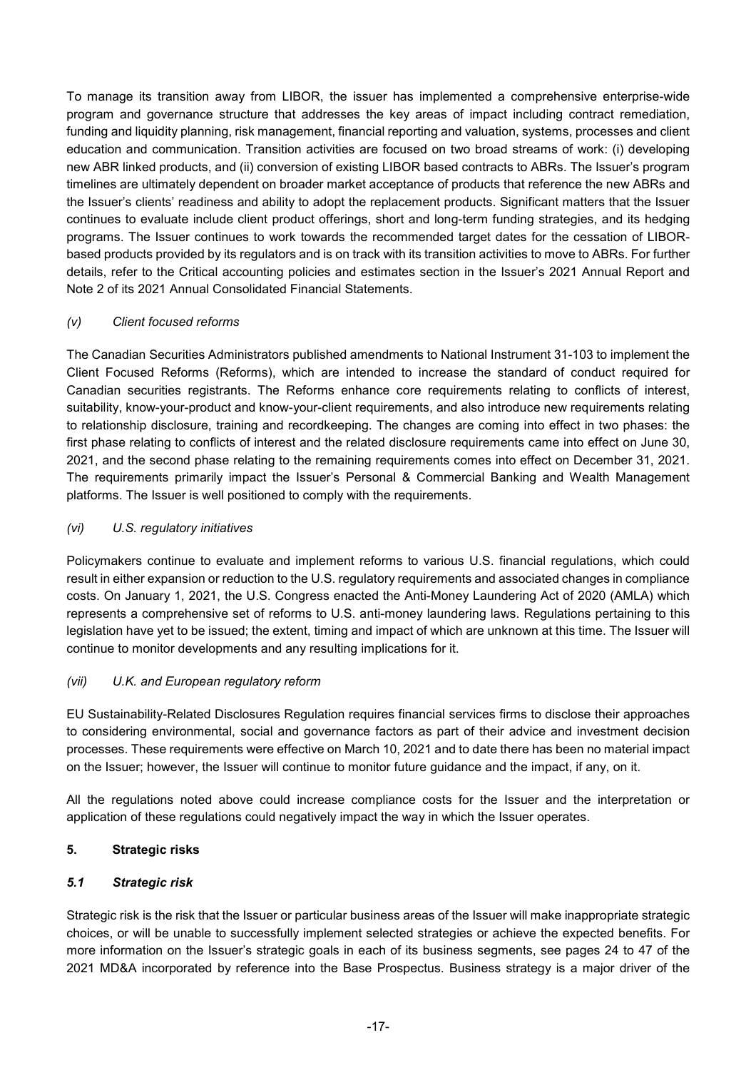To manage its transition away from LIBOR, the issuer has implemented a comprehensive enterprise-wide program and governance structure that addresses the key areas of impact including contract remediation, funding and liquidity planning, risk management, financial reporting and valuation, systems, processes and client education and communication. Transition activities are focused on two broad streams of work: (i) developing new ABR linked products, and (ii) conversion of existing LIBOR based contracts to ABRs. The Issuer's program timelines are ultimately dependent on broader market acceptance of products that reference the new ABRs and the Issuer's clients' readiness and ability to adopt the replacement products. Significant matters that the Issuer continues to evaluate include client product offerings, short and long-term funding strategies, and its hedging programs. The Issuer continues to work towards the recommended target dates for the cessation of LIBOR-based products provided by its regulators and is on track with its transition activities to move to ABRs. For further details, refer to the Critical accounting policies and estimates section in the Issuer's 2021 Annual Report and Note 2 of its 2021 Annual Consolidated Financial Statements.

*(v) Client focused reforms*

The Canadian Securities Administrators published amendments to National Instrument 31-103 to implement the Client Focused Reforms (Reforms), which are intended to increase the standard of conduct required for Canadian securities registrants. The Reforms enhance core requirements relating to conflicts of interest, suitability, know-your-product and know-your-client requirements, and also introduce new requirements relating to relationship disclosure, training and recordkeeping. The changes are coming into effect in two phases: the first phase relating to conflicts of interest and the related disclosure requirements came into effect on June 30, 2021, and the second phase relating to the remaining requirements comes into effect on December 31, 2021. The requirements primarily impact the Issuer's Personal & Commercial Banking and Wealth Management platforms. The Issuer is well positioned to comply with the requirements.

*(vi) U.S. regulatory initiatives*

Policymakers continue to evaluate and implement reforms to various U.S. financial regulations, which could result in either expansion or reduction to the U.S. regulatory requirements and associated changes in compliance costs. On January 1, 2021, the U.S. Congress enacted the Anti-Money Laundering Act of 2020 (AMLA) which represents a comprehensive set of reforms to U.S. anti-money laundering laws. Regulations pertaining to this legislation have yet to be issued; the extent, timing and impact of which are unknown at this time. The Issuer will continue to monitor developments and any resulting implications for it.

*(vii) U.K. and European regulatory reform*

EU Sustainability-Related Disclosures Regulation requires financial services firms to disclose their approaches to considering environmental, social and governance factors as part of their advice and investment decision processes. These requirements were effective on March 10, 2021 and to date there has been no material impact on the Issuer; however, the Issuer will continue to monitor future guidance and the impact, if any, on it.

All the regulations noted above could increase compliance costs for the Issuer and the interpretation or application of these regulations could negatively impact the way in which the Issuer operates.

## 5. Strategic risks

### *5.1 Strategic risk*

Strategic risk is the risk that the Issuer or particular business areas of the Issuer will make inappropriate strategic choices, or will be unable to successfully implement selected strategies or achieve the expected benefits. For more information on the Issuer's strategic goals in each of its business segments, see pages 24 to 47 of the 2021 MD&A incorporated by reference into the Base Prospectus. Business strategy is a major driver of the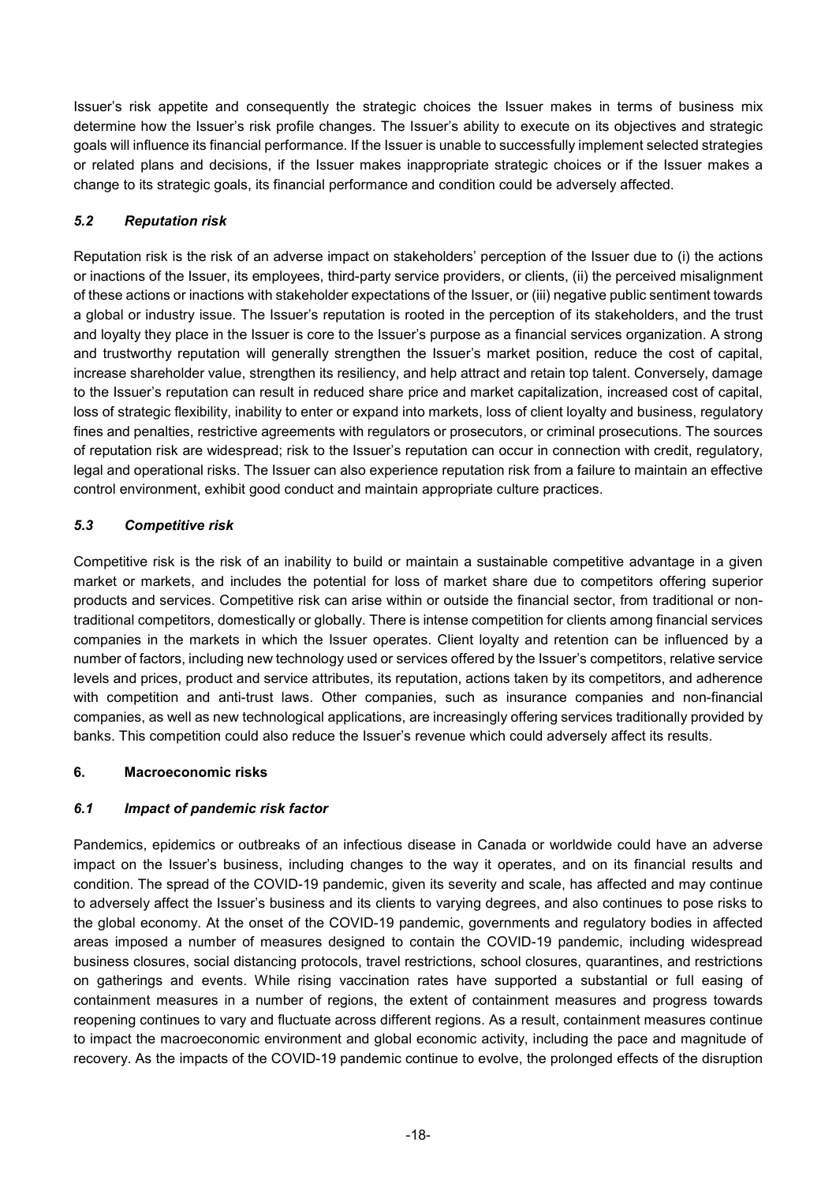Issuer's risk appetite and consequently the strategic choices the Issuer makes in terms of business mix determine how the Issuer's risk profile changes. The Issuer's ability to execute on its objectives and strategic goals will influence its financial performance. If the Issuer is unable to successfully implement selected strategies or related plans and decisions, if the Issuer makes inappropriate strategic choices or if the Issuer makes a change to its strategic goals, its financial performance and condition could be adversely affected.

### *5.2 Reputation risk*

Reputation risk is the risk of an adverse impact on stakeholders' perception of the Issuer due to (i) the actions or inactions of the Issuer, its employees, third-party service providers, or clients, (ii) the perceived misalignment of these actions or inactions with stakeholder expectations of the Issuer, or (iii) negative public sentiment towards a global or industry issue. The Issuer's reputation is rooted in the perception of its stakeholders, and the trust and loyalty they place in the Issuer is core to the Issuer's purpose as a financial services organization. A strong and trustworthy reputation will generally strengthen the Issuer's market position, reduce the cost of capital, increase shareholder value, strengthen its resiliency, and help attract and retain top talent. Conversely, damage to the Issuer's reputation can result in reduced share price and market capitalization, increased cost of capital, loss of strategic flexibility, inability to enter or expand into markets, loss of client loyalty and business, regulatory fines and penalties, restrictive agreements with regulators or prosecutors, or criminal prosecutions. The sources of reputation risk are widespread; risk to the Issuer's reputation can occur in connection with credit, regulatory, legal and operational risks. The Issuer can also experience reputation risk from a failure to maintain an effective control environment, exhibit good conduct and maintain appropriate culture practices.

### *5.3 Competitive risk*

Competitive risk is the risk of an inability to build or maintain a sustainable competitive advantage in a given market or markets, and includes the potential for loss of market share due to competitors offering superior products and services. Competitive risk can arise within or outside the financial sector, from traditional or non-traditional competitors, domestically or globally. There is intense competition for clients among financial services companies in the markets in which the Issuer operates. Client loyalty and retention can be influenced by a number of factors, including new technology used or services offered by the Issuer's competitors, relative service levels and prices, product and service attributes, its reputation, actions taken by its competitors, and adherence with competition and anti-trust laws. Other companies, such as insurance companies and non-financial companies, as well as new technological applications, are increasingly offering services traditionally provided by banks. This competition could also reduce the Issuer's revenue which could adversely affect its results.

## 6. Macroeconomic risks

### *6.1 Impact of pandemic risk factor*

Pandemics, epidemics or outbreaks of an infectious disease in Canada or worldwide could have an adverse impact on the Issuer's business, including changes to the way it operates, and on its financial results and condition. The spread of the COVID-19 pandemic, given its severity and scale, has affected and may continue to adversely affect the Issuer's business and its clients to varying degrees, and also continues to pose risks to the global economy. At the onset of the COVID-19 pandemic, governments and regulatory bodies in affected areas imposed a number of measures designed to contain the COVID-19 pandemic, including widespread business closures, social distancing protocols, travel restrictions, school closures, quarantines, and restrictions on gatherings and events. While rising vaccination rates have supported a substantial or full easing of containment measures in a number of regions, the extent of containment measures and progress towards reopening continues to vary and fluctuate across different regions. As a result, containment measures continue to impact the macroeconomic environment and global economic activity, including the pace and magnitude of recovery. As the impacts of the COVID-19 pandemic continue to evolve, the prolonged effects of the disruption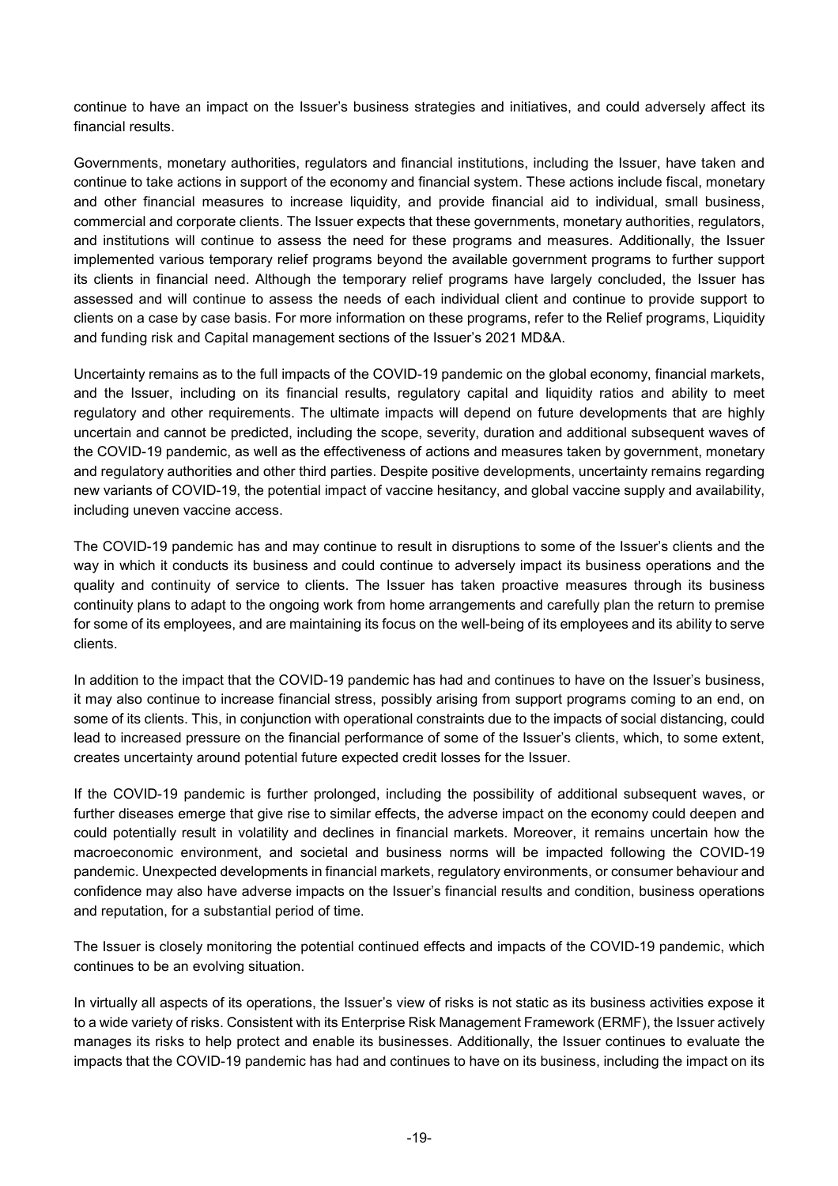continue to have an impact on the Issuer's business strategies and initiatives, and could adversely affect its financial results.

Governments, monetary authorities, regulators and financial institutions, including the Issuer, have taken and continue to take actions in support of the economy and financial system. These actions include fiscal, monetary and other financial measures to increase liquidity, and provide financial aid to individual, small business, commercial and corporate clients. The Issuer expects that these governments, monetary authorities, regulators, and institutions will continue to assess the need for these programs and measures. Additionally, the Issuer implemented various temporary relief programs beyond the available government programs to further support its clients in financial need. Although the temporary relief programs have largely concluded, the Issuer has assessed and will continue to assess the needs of each individual client and continue to provide support to clients on a case by case basis. For more information on these programs, refer to the Relief programs, Liquidity and funding risk and Capital management sections of the Issuer's 2021 MD&A.

Uncertainty remains as to the full impacts of the COVID-19 pandemic on the global economy, financial markets, and the Issuer, including on its financial results, regulatory capital and liquidity ratios and ability to meet regulatory and other requirements. The ultimate impacts will depend on future developments that are highly uncertain and cannot be predicted, including the scope, severity, duration and additional subsequent waves of the COVID-19 pandemic, as well as the effectiveness of actions and measures taken by government, monetary and regulatory authorities and other third parties. Despite positive developments, uncertainty remains regarding new variants of COVID-19, the potential impact of vaccine hesitancy, and global vaccine supply and availability, including uneven vaccine access.

The COVID-19 pandemic has and may continue to result in disruptions to some of the Issuer's clients and the way in which it conducts its business and could continue to adversely impact its business operations and the quality and continuity of service to clients. The Issuer has taken proactive measures through its business continuity plans to adapt to the ongoing work from home arrangements and carefully plan the return to premise for some of its employees, and are maintaining its focus on the well-being of its employees and its ability to serve clients.

In addition to the impact that the COVID-19 pandemic has had and continues to have on the Issuer's business, it may also continue to increase financial stress, possibly arising from support programs coming to an end, on some of its clients. This, in conjunction with operational constraints due to the impacts of social distancing, could lead to increased pressure on the financial performance of some of the Issuer's clients, which, to some extent, creates uncertainty around potential future expected credit losses for the Issuer.

If the COVID-19 pandemic is further prolonged, including the possibility of additional subsequent waves, or further diseases emerge that give rise to similar effects, the adverse impact on the economy could deepen and could potentially result in volatility and declines in financial markets. Moreover, it remains uncertain how the macroeconomic environment, and societal and business norms will be impacted following the COVID-19 pandemic. Unexpected developments in financial markets, regulatory environments, or consumer behaviour and confidence may also have adverse impacts on the Issuer's financial results and condition, business operations and reputation, for a substantial period of time.

The Issuer is closely monitoring the potential continued effects and impacts of the COVID-19 pandemic, which continues to be an evolving situation.

In virtually all aspects of its operations, the Issuer's view of risks is not static as its business activities expose it to a wide variety of risks. Consistent with its Enterprise Risk Management Framework (ERMF), the Issuer actively manages its risks to help protect and enable its businesses. Additionally, the Issuer continues to evaluate the impacts that the COVID-19 pandemic has had and continues to have on its business, including the impact on its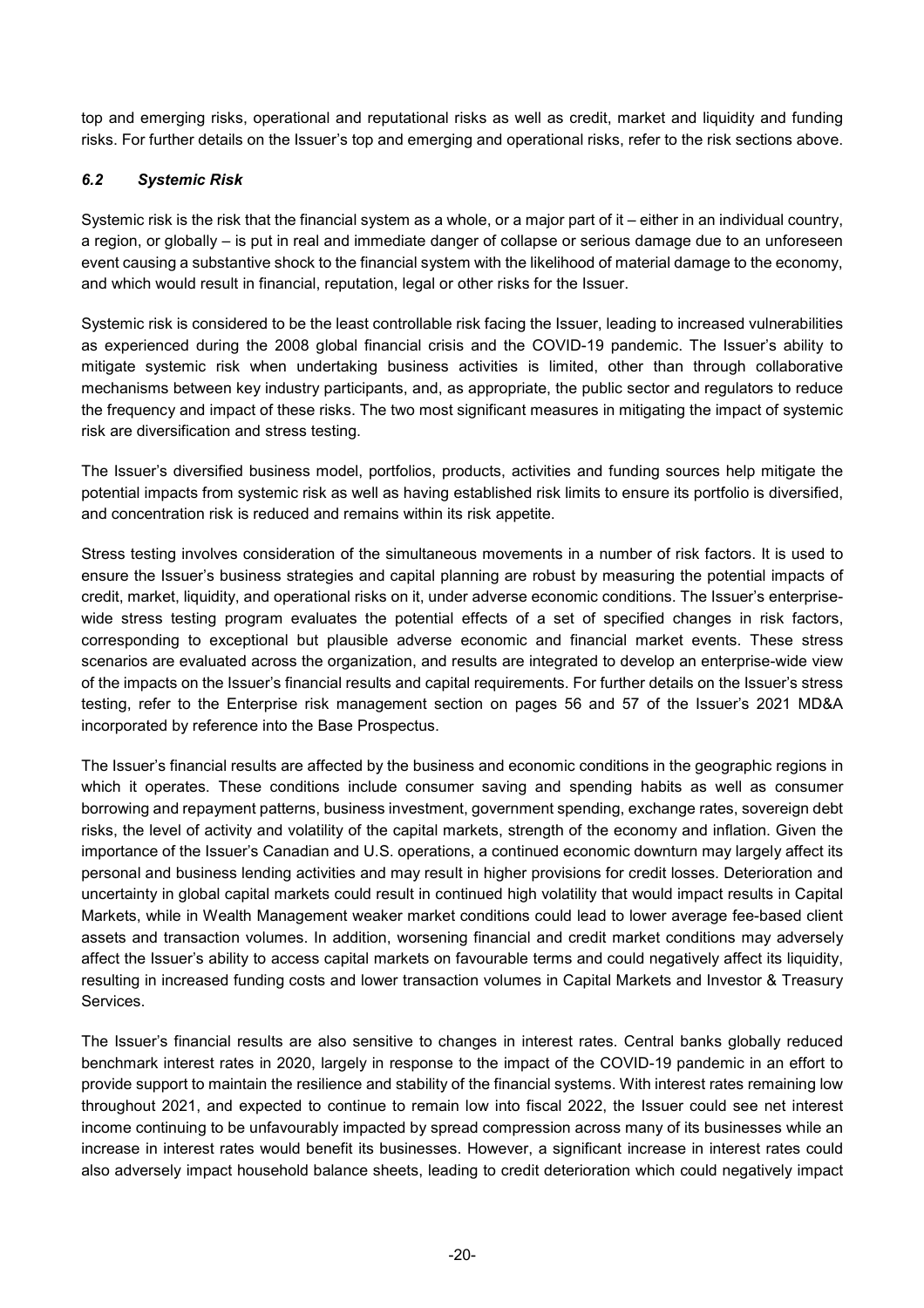top and emerging risks, operational and reputational risks as well as credit, market and liquidity and funding risks. For further details on the Issuer's top and emerging and operational risks, refer to the risk sections above.

### *6.2 Systemic Risk*

Systemic risk is the risk that the financial system as a whole, or a major part of it – either in an individual country, a region, or globally – is put in real and immediate danger of collapse or serious damage due to an unforeseen event causing a substantive shock to the financial system with the likelihood of material damage to the economy, and which would result in financial, reputation, legal or other risks for the Issuer.

Systemic risk is considered to be the least controllable risk facing the Issuer, leading to increased vulnerabilities as experienced during the 2008 global financial crisis and the COVID-19 pandemic. The Issuer's ability to mitigate systemic risk when undertaking business activities is limited, other than through collaborative mechanisms between key industry participants, and, as appropriate, the public sector and regulators to reduce the frequency and impact of these risks. The two most significant measures in mitigating the impact of systemic risk are diversification and stress testing.

The Issuer's diversified business model, portfolios, products, activities and funding sources help mitigate the potential impacts from systemic risk as well as having established risk limits to ensure its portfolio is diversified, and concentration risk is reduced and remains within its risk appetite.

Stress testing involves consideration of the simultaneous movements in a number of risk factors. It is used to ensure the Issuer's business strategies and capital planning are robust by measuring the potential impacts of credit, market, liquidity, and operational risks on it, under adverse economic conditions. The Issuer's enterprise-wide stress testing program evaluates the potential effects of a set of specified changes in risk factors, corresponding to exceptional but plausible adverse economic and financial market events. These stress scenarios are evaluated across the organization, and results are integrated to develop an enterprise-wide view of the impacts on the Issuer's financial results and capital requirements. For further details on the Issuer's stress testing, refer to the Enterprise risk management section on pages 56 and 57 of the Issuer's 2021 MD&A incorporated by reference into the Base Prospectus.

The Issuer's financial results are affected by the business and economic conditions in the geographic regions in which it operates. These conditions include consumer saving and spending habits as well as consumer borrowing and repayment patterns, business investment, government spending, exchange rates, sovereign debt risks, the level of activity and volatility of the capital markets, strength of the economy and inflation. Given the importance of the Issuer's Canadian and U.S. operations, a continued economic downturn may largely affect its personal and business lending activities and may result in higher provisions for credit losses. Deterioration and uncertainty in global capital markets could result in continued high volatility that would impact results in Capital Markets, while in Wealth Management weaker market conditions could lead to lower average fee-based client assets and transaction volumes. In addition, worsening financial and credit market conditions may adversely affect the Issuer's ability to access capital markets on favourable terms and could negatively affect its liquidity, resulting in increased funding costs and lower transaction volumes in Capital Markets and Investor & Treasury Services.

The Issuer's financial results are also sensitive to changes in interest rates. Central banks globally reduced benchmark interest rates in 2020, largely in response to the impact of the COVID-19 pandemic in an effort to provide support to maintain the resilience and stability of the financial systems. With interest rates remaining low throughout 2021, and expected to continue to remain low into fiscal 2022, the Issuer could see net interest income continuing to be unfavourably impacted by spread compression across many of its businesses while an increase in interest rates would benefit its businesses. However, a significant increase in interest rates could also adversely impact household balance sheets, leading to credit deterioration which could negatively impact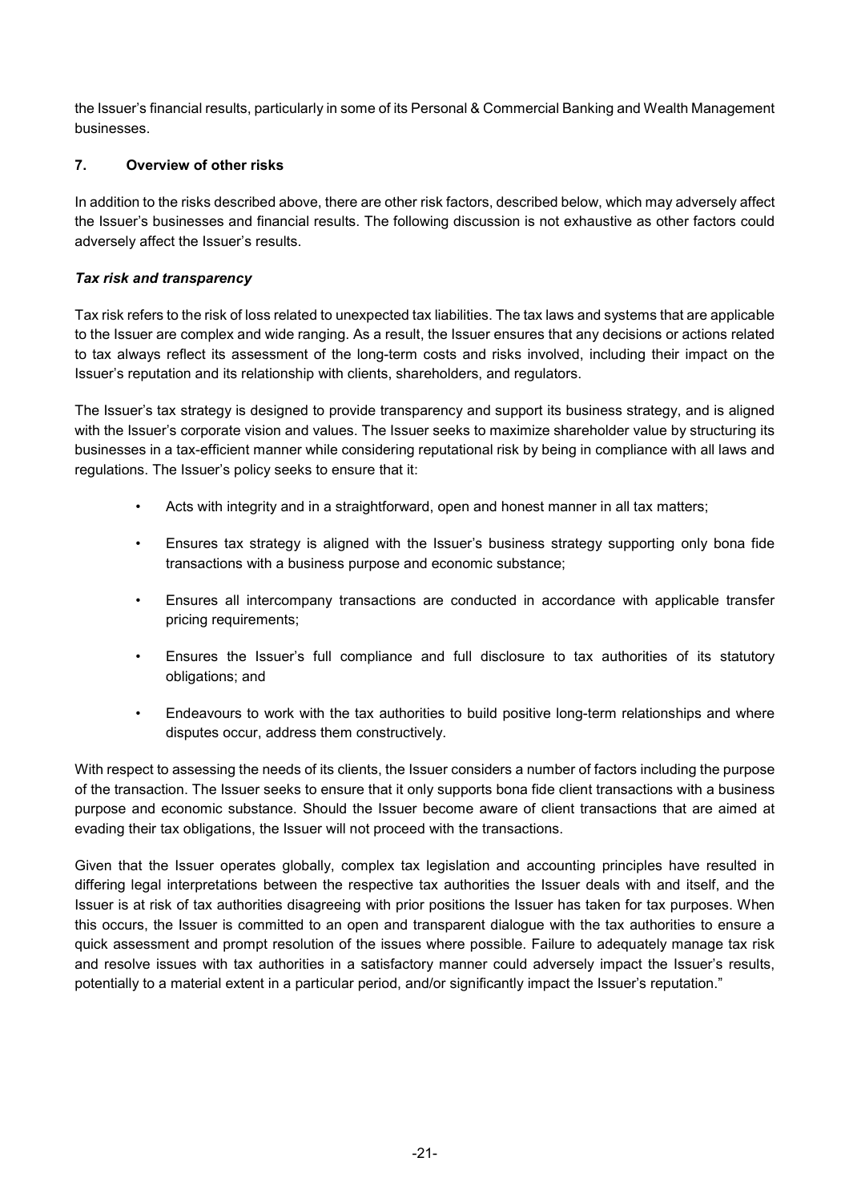the Issuer's financial results, particularly in some of its Personal & Commercial Banking and Wealth Management businesses.

### 7. Overview of other risks

In addition to the risks described above, there are other risk factors, described below, which may adversely affect the Issuer's businesses and financial results. The following discussion is not exhaustive as other factors could adversely affect the Issuer's results.

***Tax risk and transparency***

Tax risk refers to the risk of loss related to unexpected tax liabilities. The tax laws and systems that are applicable to the Issuer are complex and wide ranging. As a result, the Issuer ensures that any decisions or actions related to tax always reflect its assessment of the long-term costs and risks involved, including their impact on the Issuer's reputation and its relationship with clients, shareholders, and regulators.

The Issuer's tax strategy is designed to provide transparency and support its business strategy, and is aligned with the Issuer's corporate vision and values. The Issuer seeks to maximize shareholder value by structuring its businesses in a tax-efficient manner while considering reputational risk by being in compliance with all laws and regulations. The Issuer's policy seeks to ensure that it:

- Acts with integrity and in a straightforward, open and honest manner in all tax matters;
- Ensures tax strategy is aligned with the Issuer's business strategy supporting only bona fide transactions with a business purpose and economic substance;
- Ensures all intercompany transactions are conducted in accordance with applicable transfer pricing requirements;
- Ensures the Issuer's full compliance and full disclosure to tax authorities of its statutory obligations; and
- Endeavours to work with the tax authorities to build positive long-term relationships and where disputes occur, address them constructively.

With respect to assessing the needs of its clients, the Issuer considers a number of factors including the purpose of the transaction. The Issuer seeks to ensure that it only supports bona fide client transactions with a business purpose and economic substance. Should the Issuer become aware of client transactions that are aimed at evading their tax obligations, the Issuer will not proceed with the transactions.

Given that the Issuer operates globally, complex tax legislation and accounting principles have resulted in differing legal interpretations between the respective tax authorities the Issuer deals with and itself, and the Issuer is at risk of tax authorities disagreeing with prior positions the Issuer has taken for tax purposes. When this occurs, the Issuer is committed to an open and transparent dialogue with the tax authorities to ensure a quick assessment and prompt resolution of the issues where possible. Failure to adequately manage tax risk and resolve issues with tax authorities in a satisfactory manner could adversely impact the Issuer's results, potentially to a material extent in a particular period, and/or significantly impact the Issuer's reputation."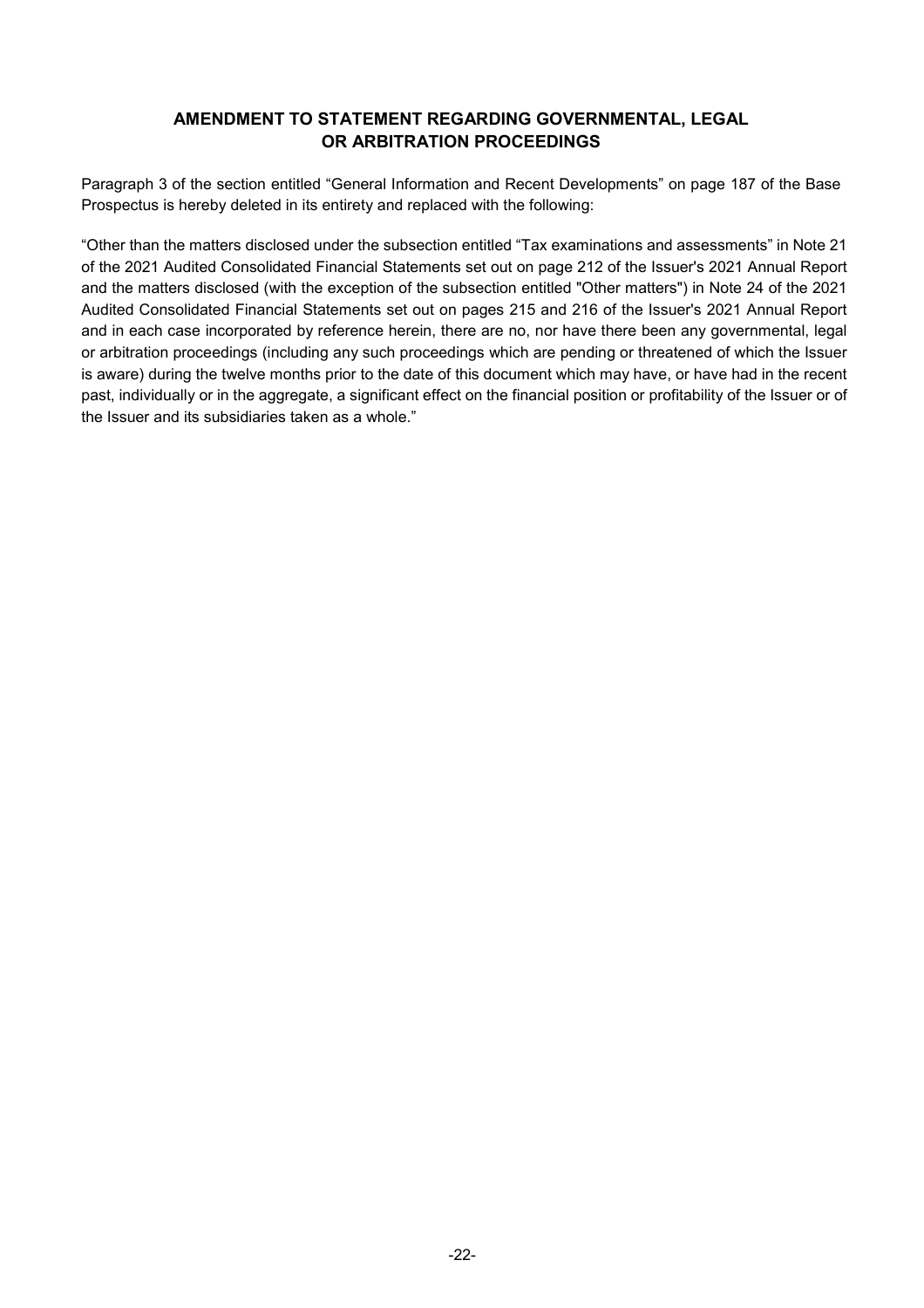## AMENDMENT TO STATEMENT REGARDING GOVERNMENTAL, LEGAL OR ARBITRATION PROCEEDINGS

Paragraph 3 of the section entitled "General Information and Recent Developments" on page 187 of the Base Prospectus is hereby deleted in its entirety and replaced with the following:

"Other than the matters disclosed under the subsection entitled "Tax examinations and assessments" in Note 21 of the 2021 Audited Consolidated Financial Statements set out on page 212 of the Issuer's 2021 Annual Report and the matters disclosed (with the exception of the subsection entitled "Other matters") in Note 24 of the 2021 Audited Consolidated Financial Statements set out on pages 215 and 216 of the Issuer's 2021 Annual Report and in each case incorporated by reference herein, there are no, nor have there been any governmental, legal or arbitration proceedings (including any such proceedings which are pending or threatened of which the Issuer is aware) during the twelve months prior to the date of this document which may have, or have had in the recent past, individually or in the aggregate, a significant effect on the financial position or profitability of the Issuer or of the Issuer and its subsidiaries taken as a whole."